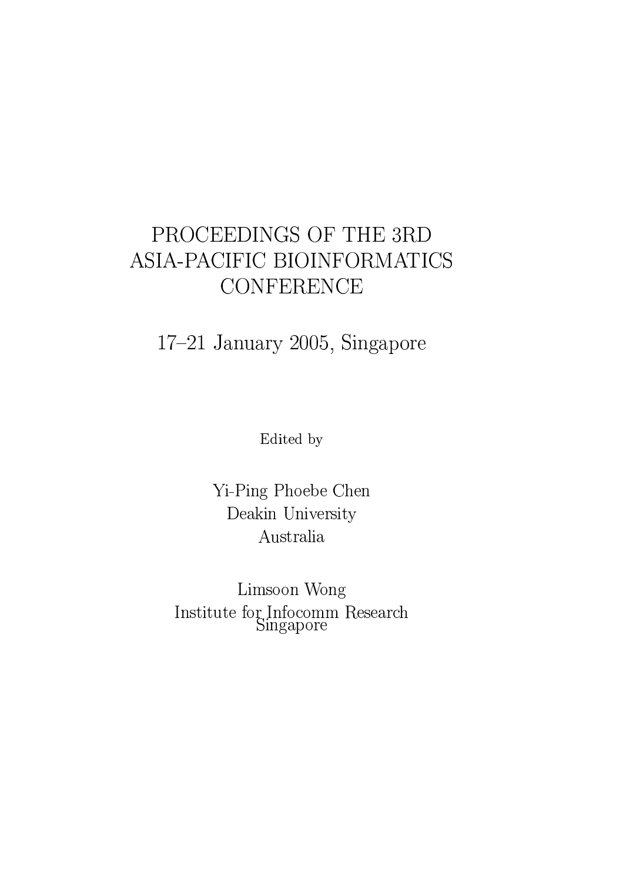# PROCEEDINGS OF THE 3RD ASIA-PACIFIC BIOINFORMATICS CONFERENCE

17–21 January 2005, Singapore

Edited by

Yi-Ping Phoebe Chen  
Deakin University  
Australia

Limsoon Wong  
Institute for Infocomm Research  
Singapore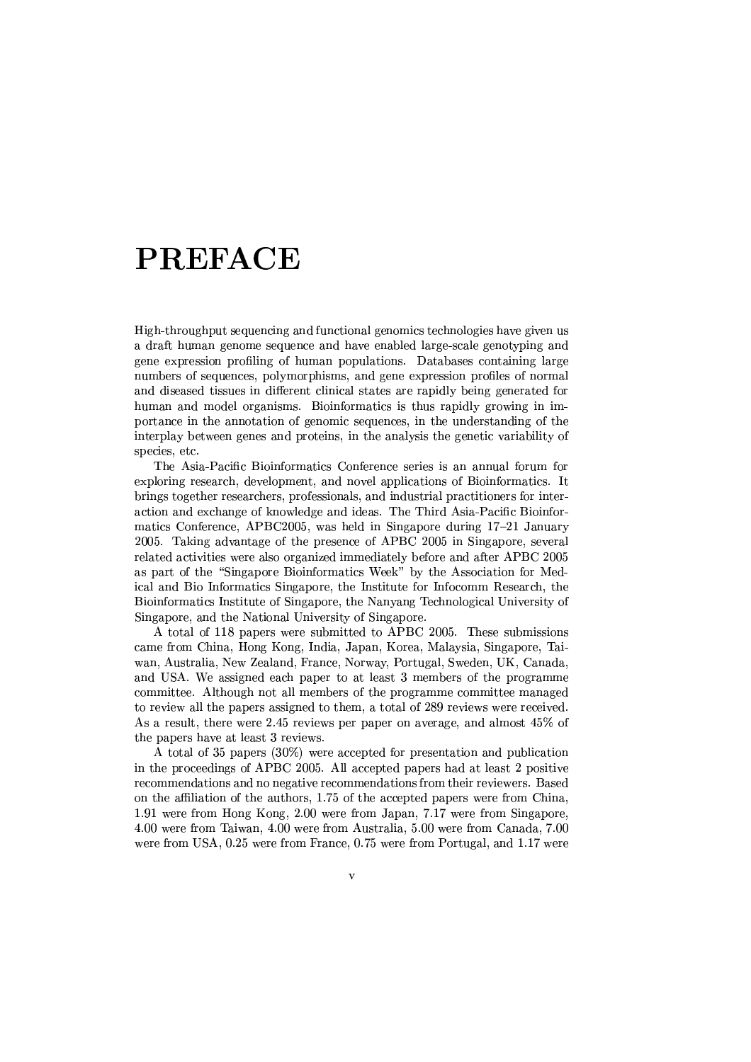# PREFACE

High-throughput sequencing and functional genomics technologies have given us a draft human genome sequence and have enabled large-scale genotyping and gene expression profiling of human populations. Databases containing large numbers of sequences, polymorphisms, and gene expression profiles of normal and diseased tissues in different clinical states are rapidly being generated for human and model organisms. Bioinformatics is thus rapidly growing in importance in the annotation of genomic sequences, in the understanding of the interplay between genes and proteins, in the analysis the genetic variability of species, etc.

The Asia-Pacific Bioinformatics Conference series is an annual forum for exploring research, development, and novel applications of Bioinformatics. It brings together researchers, professionals, and industrial practitioners for interaction and exchange of knowledge and ideas. The Third Asia-Pacific Bioinformatics Conference, APBC2005, was held in Singapore during 17–21 January 2005. Taking advantage of the presence of APBC 2005 in Singapore, several related activities were also organized immediately before and after APBC 2005 as part of the "Singapore Bioinformatics Week" by the Association for Medical and Bio Informatics Singapore, the Institute for Infocomm Research, the Bioinformatics Institute of Singapore, the Nanyang Technological University of Singapore, and the National University of Singapore.

A total of 118 papers were submitted to APBC 2005. These submissions came from China, Hong Kong, India, Japan, Korea, Malaysia, Singapore, Taiwan, Australia, New Zealand, France, Norway, Portugal, Sweden, UK, Canada, and USA. We assigned each paper to at least 3 members of the programme committee. Although not all members of the programme committee managed to review all the papers assigned to them, a total of 289 reviews were received. As a result, there were 2.45 reviews per paper on average, and almost 45% of the papers have at least 3 reviews.

A total of 35 papers (30%) were accepted for presentation and publication in the proceedings of APBC 2005. All accepted papers had at least 2 positive recommendations and no negative recommendations from their reviewers. Based on the affiliation of the authors, 1.75 of the accepted papers were from China, 1.91 were from Hong Kong, 2.00 were from Japan, 7.17 were from Singapore, 4.00 were from Taiwan, 4.00 were from Australia, 5.00 were from Canada, 7.00 were from USA, 0.25 were from France, 0.75 were from Portugal, and 1.17 were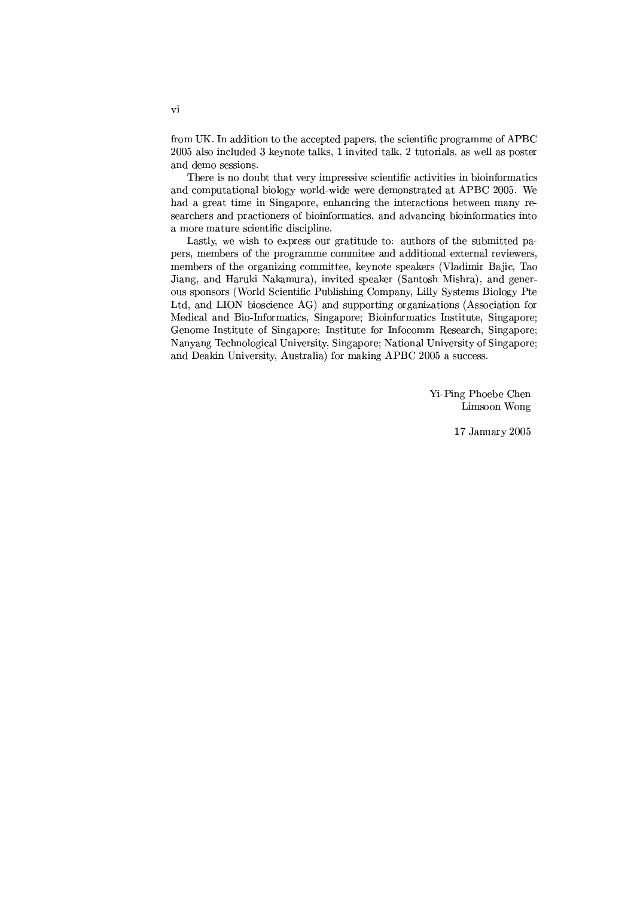from UK. In addition to the accepted papers, the scientific programme of APBC 2005 also included 3 keynote talks, 1 invited talk, 2 tutorials, as well as poster and demo sessions.

There is no doubt that very impressive scientific activities in bioinformatics and computational biology world-wide were demonstrated at APBC 2005. We had a great time in Singapore, enhancing the interactions between many researchers and practioners of bioinformatics, and advancing bioinformatics into a more mature scientific discipline.

Lastly, we wish to express our gratitude to: authors of the submitted papers, members of the programme commitee and additional external reviewers, members of the organizing committee, keynote speakers (Vladimir Bajic, Tao Jiang, and Haruki Nakamura), invited speaker (Santosh Mishra), and generous sponsors (World Scientific Publishing Company, Lilly Systems Biology Pte Ltd, and LION bioscience AG) and supporting organizations (Association for Medical and Bio-Informatics, Singapore; Bioinformatics Institute, Singapore; Genome Institute of Singapore; Institute for Infocomm Research, Singapore; Nanyang Technological University, Singapore; National University of Singapore; and Deakin University, Australia) for making APBC 2005 a success.

Yi-Ping Phoebe Chen
Limsoon Wong

17 January 2005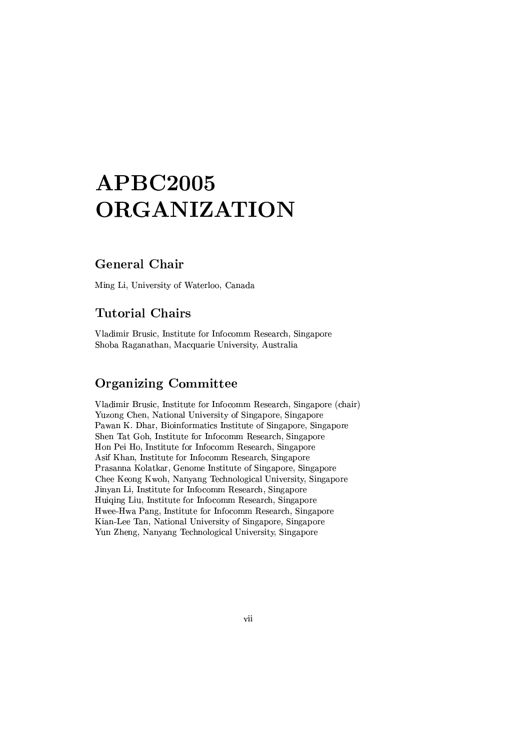# APBC2005 ORGANIZATION

## General Chair

Ming Li, University of Waterloo, Canada

## Tutorial Chairs

Vladimir Brusic, Institute for Infocomm Research, Singapore
Shoba Raganathan, Macquarie University, Australia

## Organizing Committee

Vladimir Brusic, Institute for Infocomm Research, Singapore (chair)
Yuzong Chen, National University of Singapore, Singapore
Pawan K. Dhar, Bioinformatics Institute of Singapore, Singapore
Shen Tat Goh, Institute for Infocomm Research, Singapore
Hon Pei Ho, Institute for Infocomm Research, Singapore
Asif Khan, Institute for Infocomm Research, Singapore
Prasanna Kolatkar, Genome Institute of Singapore, Singapore
Chee Keong Kwoh, Nanyang Technological University, Singapore
Jinyan Li, Institute for Infocomm Research, Singapore
Huiqing Liu, Institute for Infocomm Research, Singapore
Hwee-Hwa Pang, Institute for Infocomm Research, Singapore
Kian-Lee Tan, National University of Singapore, Singapore
Yun Zheng, Nanyang Technological University, Singapore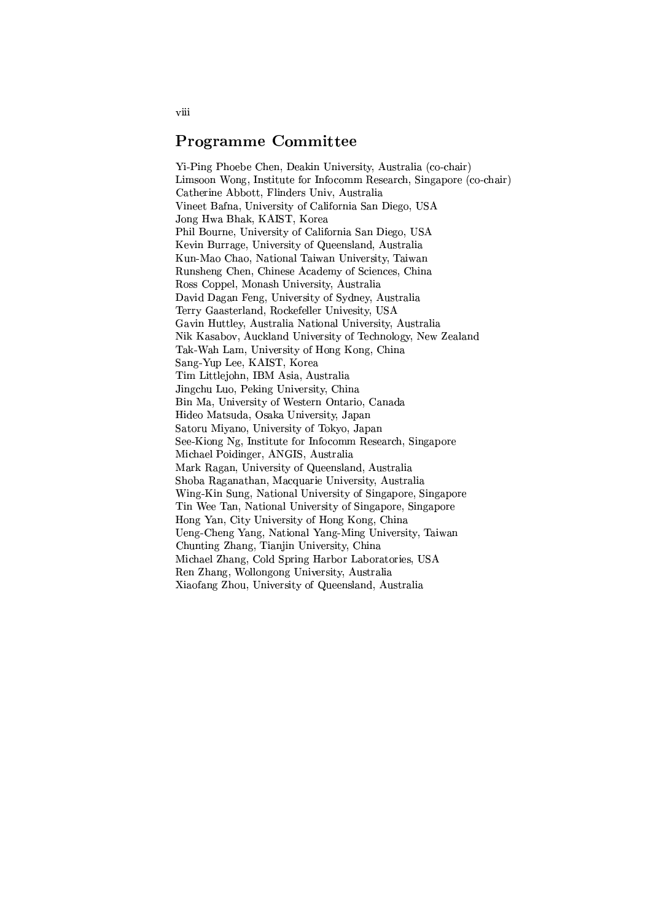## Programme Committee

Yi-Ping Phoebe Chen, Deakin University, Australia (co-chair)
Limsoon Wong, Institute for Infocomm Research, Singapore (co-chair)
Catherine Abbott, Flinders Univ, Australia
Vineet Bafna, University of California San Diego, USA
Jong Hwa Bhak, KAIST, Korea
Phil Bourne, University of California San Diego, USA
Kevin Burrage, University of Queensland, Australia
Kun-Mao Chao, National Taiwan University, Taiwan
Runsheng Chen, Chinese Academy of Sciences, China
Ross Coppel, Monash University, Australia
David Dagan Feng, University of Sydney, Australia
Terry Gaasterland, Rockefeller Univesity, USA
Gavin Huttley, Australia National University, Australia
Nik Kasabov, Auckland University of Technology, New Zealand
Tak-Wah Lam, University of Hong Kong, China
Sang-Yup Lee, KAIST, Korea
Tim Littlejohn, IBM Asia, Australia
Jingchu Luo, Peking University, China
Bin Ma, University of Western Ontario, Canada
Hideo Matsuda, Osaka University, Japan
Satoru Miyano, University of Tokyo, Japan
See-Kiong Ng, Institute for Infocomm Research, Singapore
Michael Poidinger, ANGIS, Australia
Mark Ragan, University of Queensland, Australia
Shoba Raganathan, Macquarie University, Australia
Wing-Kin Sung, National University of Singapore, Singapore
Tin Wee Tan, National University of Singapore, Singapore
Hong Yan, City University of Hong Kong, China
Ueng-Cheng Yang, National Yang-Ming University, Taiwan
Chunting Zhang, Tianjin University, China
Michael Zhang, Cold Spring Harbor Laboratories, USA
Ren Zhang, Wollongong University, Australia
Xiaofang Zhou, University of Queensland, Australia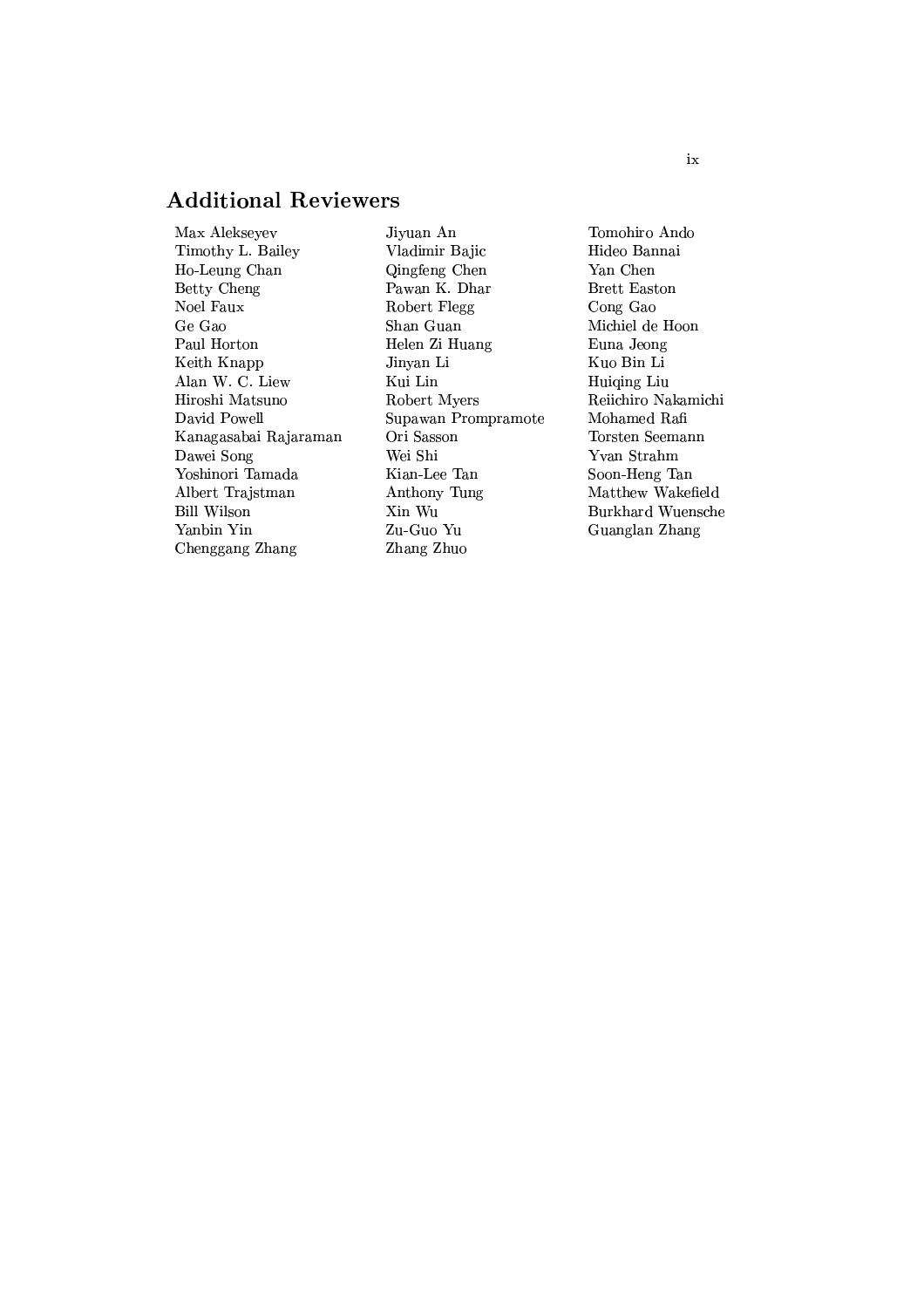## Additional Reviewers

Max Alekseyev
Timothy L. Bailey
Ho-Leung Chan
Betty Cheng
Noel Faux
Ge Gao
Paul Horton
Keith Knapp
Alan W. C. Liew
Hiroshi Matsuno
David Powell
Kanagasabai Rajaraman
Dawei Song
Yoshinori Tamada
Albert Trajstman
Bill Wilson
Yanbin Yin
Chenggang Zhang
Jiyuan An
Vladimir Bajic
Qingfeng Chen
Pawan K. Dhar
Robert Flegg
Shan Guan
Helen Zi Huang
Jinyan Li
Kui Lin
Robert Myers
Supawan Prompramote
Ori Sasson
Wei Shi
Kian-Lee Tan
Anthony Tung
Xin Wu
Zu-Guo Yu
Zhang Zhuo
Tomohiro Ando
Hideo Bannai
Yan Chen
Brett Easton
Cong Gao
Michiel de Hoon
Euna Jeong
Kuo Bin Li
Huiqing Liu
Reiichiro Nakamichi
Mohamed Rafi
Torsten Seemann
Yvan Strahm
Soon-Heng Tan
Matthew Wakefield
Burkhard Wuensche
Guanglan Zhang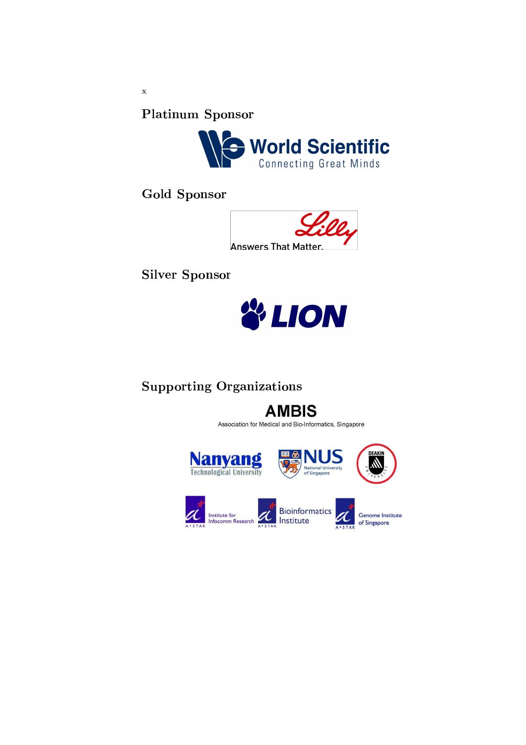## Platinum Sponsor

World Scientific
Connecting Great Minds

## Gold Sponsor

Lilly
Answers That Matter.

## Silver Sponsor

LION

## Supporting Organizations

AMBIS
Association for Medical and Bio-Informatics, Singapore

Nanyang Technological University

NUS National University of Singapore

Deakin University

A*STAR Institute for Infocomm Research

A*STAR Bioinformatics Institute

A*STAR Genome Institute of Singapore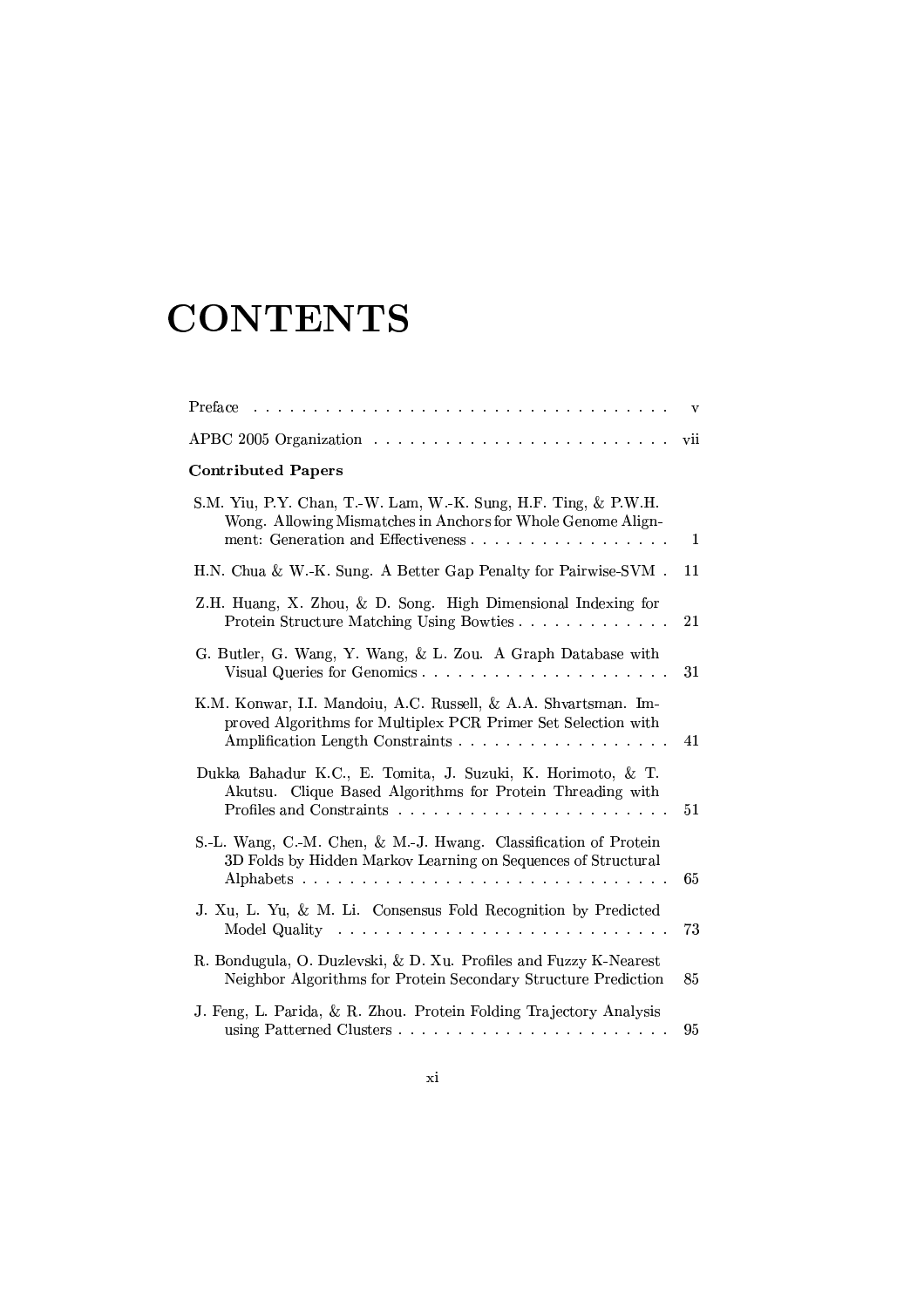# CONTENTS

Preface . . . . . . . . . . . . . . . . . . . . . . . . . . . . . . . . . . v

APBC 2005 Organization . . . . . . . . . . . . . . . . . . . . . . . . vii

**Contributed Papers**

S.M. Yiu, P.Y. Chan, T.-W. Lam, W.-K. Sung, H.F. Ting, & P.W.H. Wong. Allowing Mismatches in Anchors for Whole Genome Alignment: Generation and Effectiveness . . . . . . . . . . . . . . . . 1

H.N. Chua & W.-K. Sung. A Better Gap Penalty for Pairwise-SVM . 11

Z.H. Huang, X. Zhou, & D. Song. High Dimensional Indexing for Protein Structure Matching Using Bowties . . . . . . . . . . . . . 21

G. Butler, G. Wang, Y. Wang, & L. Zou. A Graph Database with Visual Queries for Genomics . . . . . . . . . . . . . . . . . . . . . 31

K.M. Konwar, I.I. Mandoiu, A.C. Russell, & A.A. Shvartsman. Improved Algorithms for Multiplex PCR Primer Set Selection with Amplification Length Constraints . . . . . . . . . . . . . . . . . . 41

Dukka Bahadur K.C., E. Tomita, J. Suzuki, K. Horimoto, & T. Akutsu. Clique Based Algorithms for Protein Threading with Profiles and Constraints . . . . . . . . . . . . . . . . . . . . . . . 51

S.-L. Wang, C.-M. Chen, & M.-J. Hwang. Classification of Protein 3D Folds by Hidden Markov Learning on Sequences of Structural Alphabets . . . . . . . . . . . . . . . . . . . . . . . . . . . . . . 65

J. Xu, L. Yu, & M. Li. Consensus Fold Recognition by Predicted Model Quality . . . . . . . . . . . . . . . . . . . . . . . . . . . . 73

R. Bondugula, O. Duzlevski, & D. Xu. Profiles and Fuzzy K-Nearest Neighbor Algorithms for Protein Secondary Structure Prediction 85

J. Feng, L. Parida, & R. Zhou. Protein Folding Trajectory Analysis using Patterned Clusters . . . . . . . . . . . . . . . . . . . . . . 95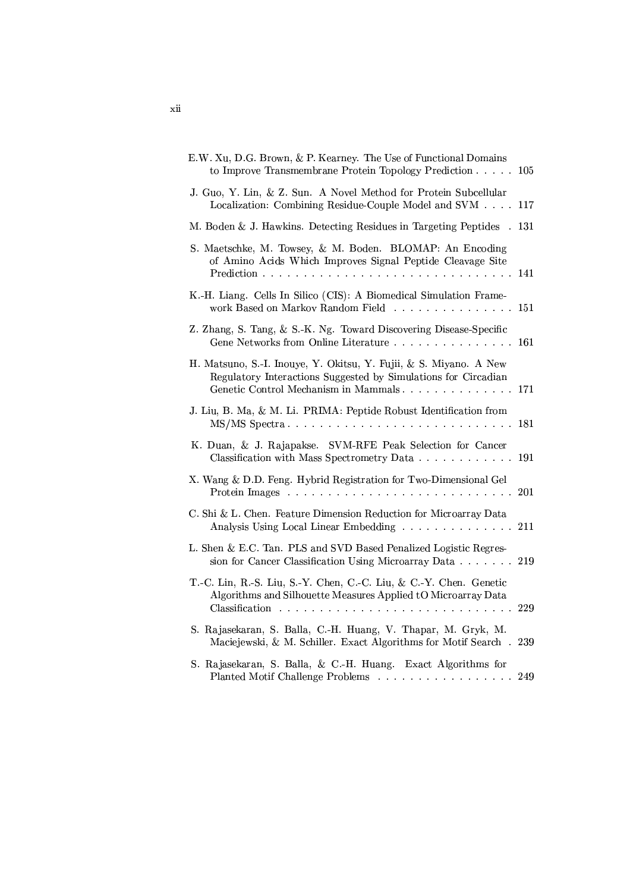E.W. Xu, D.G. Brown, & P. Kearney. The Use of Functional Domains to Improve Transmembrane Protein Topology Prediction . . . . . 105

J. Guo, Y. Lin, & Z. Sun. A Novel Method for Protein Subcellular Localization: Combining Residue-Couple Model and SVM . . . . 117

M. Boden & J. Hawkins. Detecting Residues in Targeting Peptides . 131

S. Maetschke, M. Towsey, & M. Boden. BLOMAP: An Encoding of Amino Acids Which Improves Signal Peptide Cleavage Site Prediction . . . . . . . . . . . . . . . . . . . . . . . . . . . . . 141

K.-H. Liang. Cells In Silico (CIS): A Biomedical Simulation Framework Based on Markov Random Field . . . . . . . . . . . . . . . 151

Z. Zhang, S. Tang, & S.-K. Ng. Toward Discovering Disease-Specific Gene Networks from Online Literature . . . . . . . . . . . . . . . 161

H. Matsuno, S.-I. Inouye, Y. Okitsu, Y. Fujii, & S. Miyano. A New Regulatory Interactions Suggested by Simulations for Circadian Genetic Control Mechanism in Mammals . . . . . . . . . . . . . . 171

J. Liu, B. Ma, & M. Li. PRIMA: Peptide Robust Identification from MS/MS Spectra . . . . . . . . . . . . . . . . . . . . . . . . . . . 181

K. Duan, & J. Rajapakse. SVM-RFE Peak Selection for Cancer Classification with Mass Spectrometry Data . . . . . . . . . . . . 191

X. Wang & D.D. Feng. Hybrid Registration for Two-Dimensional Gel Protein Images . . . . . . . . . . . . . . . . . . . . . . . . . . . 201

C. Shi & L. Chen. Feature Dimension Reduction for Microarray Data Analysis Using Local Linear Embedding . . . . . . . . . . . . . . 211

L. Shen & E.C. Tan. PLS and SVD Based Penalized Logistic Regression for Cancer Classification Using Microarray Data . . . . . . . 219

T.-C. Lin, R.-S. Liu, S.-Y. Chen, C.-C. Liu, & C.-Y. Chen. Genetic Algorithms and Silhouette Measures Applied tO Microarray Data Classification . . . . . . . . . . . . . . . . . . . . . . . . . . . . 229

S. Rajasekaran, S. Balla, C.-H. Huang, V. Thapar, M. Gryk, M. Maciejewski, & M. Schiller. Exact Algorithms for Motif Search . 239

S. Rajasekaran, S. Balla, & C.-H. Huang. Exact Algorithms for Planted Motif Challenge Problems . . . . . . . . . . . . . . . . . 249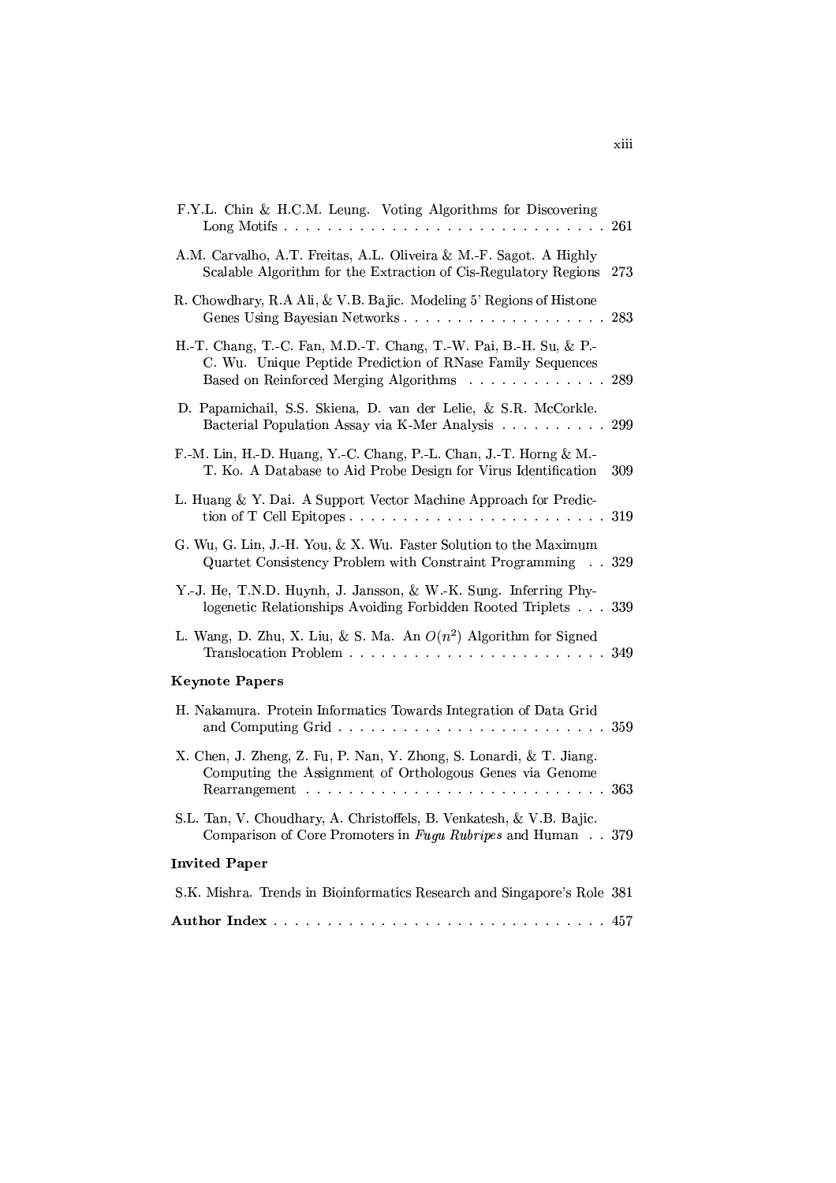F.Y.L. Chin & H.C.M. Leung. Voting Algorithms for Discovering Long Motifs . . . . . . . . . . . . . . . . . . . . . . . . . . . . 261

A.M. Carvalho, A.T. Freitas, A.L. Oliveira & M.-F. Sagot. A Highly Scalable Algorithm for the Extraction of Cis-Regulatory Regions 273

R. Chowdhary, R.A Ali, & V.B. Bajic. Modeling 5' Regions of Histone Genes Using Bayesian Networks . . . . . . . . . . . . . . . . . . . 283

H.-T. Chang, T.-C. Fan, M.D.-T. Chang, T.-W. Pai, B.-H. Su, & P.-C. Wu. Unique Peptide Prediction of RNase Family Sequences Based on Reinforced Merging Algorithms . . . . . . . . . . . . . 289

D. Papamichail, S.S. Skiena, D. van der Lelie, & S.R. McCorkle. Bacterial Population Assay via K-Mer Analysis . . . . . . . . . . 299

F.-M. Lin, H.-D. Huang, Y.-C. Chang, P.-L. Chan, J.-T. Horng & M.-T. Ko. A Database to Aid Probe Design for Virus Identification 309

L. Huang & Y. Dai. A Support Vector Machine Approach for Prediction of T Cell Epitopes . . . . . . . . . . . . . . . . . . . . . . . . 319

G. Wu, G. Lin, J.-H. You, & X. Wu. Faster Solution to the Maximum Quartet Consistency Problem with Constraint Programming . . 329

Y.-J. He, T.N.D. Huynh, J. Jansson, & W.-K. Sung. Inferring Phylogenetic Relationships Avoiding Forbidden Rooted Triplets . . . 339

L. Wang, D. Zhu, X. Liu, & S. Ma. An $O(n^2)$ Algorithm for Signed Translocation Problem . . . . . . . . . . . . . . . . . . . . . . . . 349

**Keynote Papers**

H. Nakamura. Protein Informatics Towards Integration of Data Grid and Computing Grid . . . . . . . . . . . . . . . . . . . . . . . . . 359

X. Chen, J. Zheng, Z. Fu, P. Nan, Y. Zhong, S. Lonardi, & T. Jiang. Computing the Assignment of Orthologous Genes via Genome Rearrangement . . . . . . . . . . . . . . . . . . . . . . . . . . . 363

S.L. Tan, V. Choudhary, A. Christoffels, B. Venkatesh, & V.B. Bajic. Comparison of Core Promoters in *Fugu Rubripes* and Human . . 379

**Invited Paper**

S.K. Mishra. Trends in Bioinformatics Research and Singapore's Role 381

**Author Index** . . . . . . . . . . . . . . . . . . . . . . . . . . . . . 457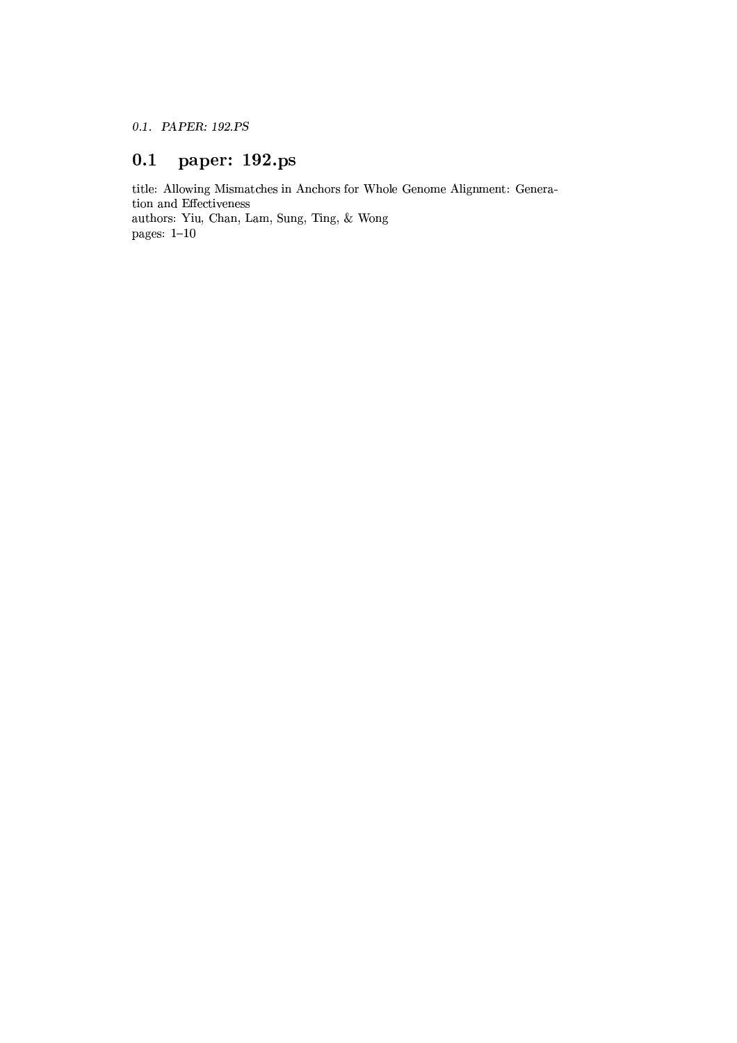## 0.1 paper: 192.ps

title: Allowing Mismatches in Anchors for Whole Genome Alignment: Generation and Effectiveness
authors: Yiu, Chan, Lam, Sung, Ting, & Wong
pages: 1–10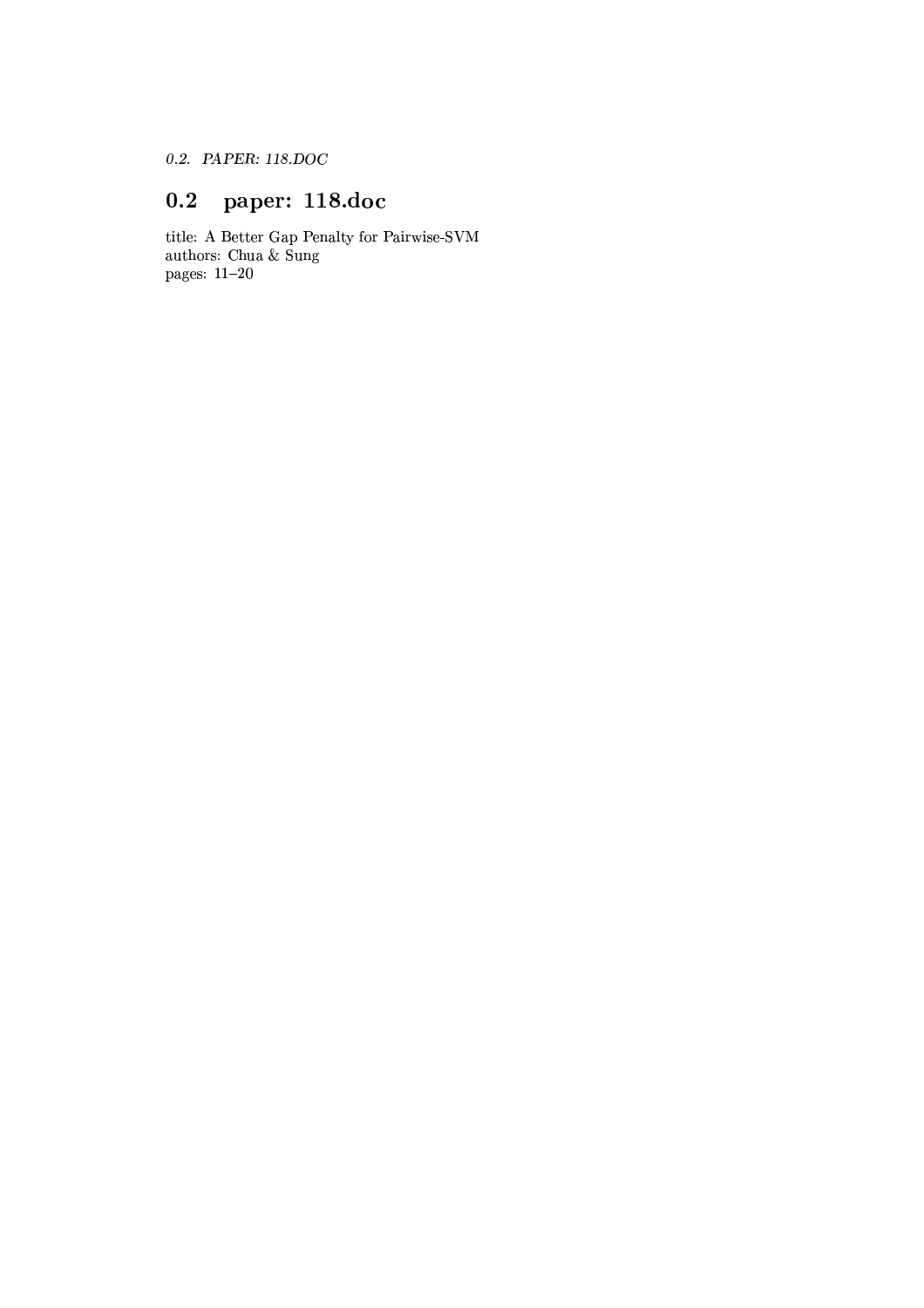## 0.2 paper: 118.doc

title: A Better Gap Penalty for Pairwise-SVM
authors: Chua & Sung
pages: 11–20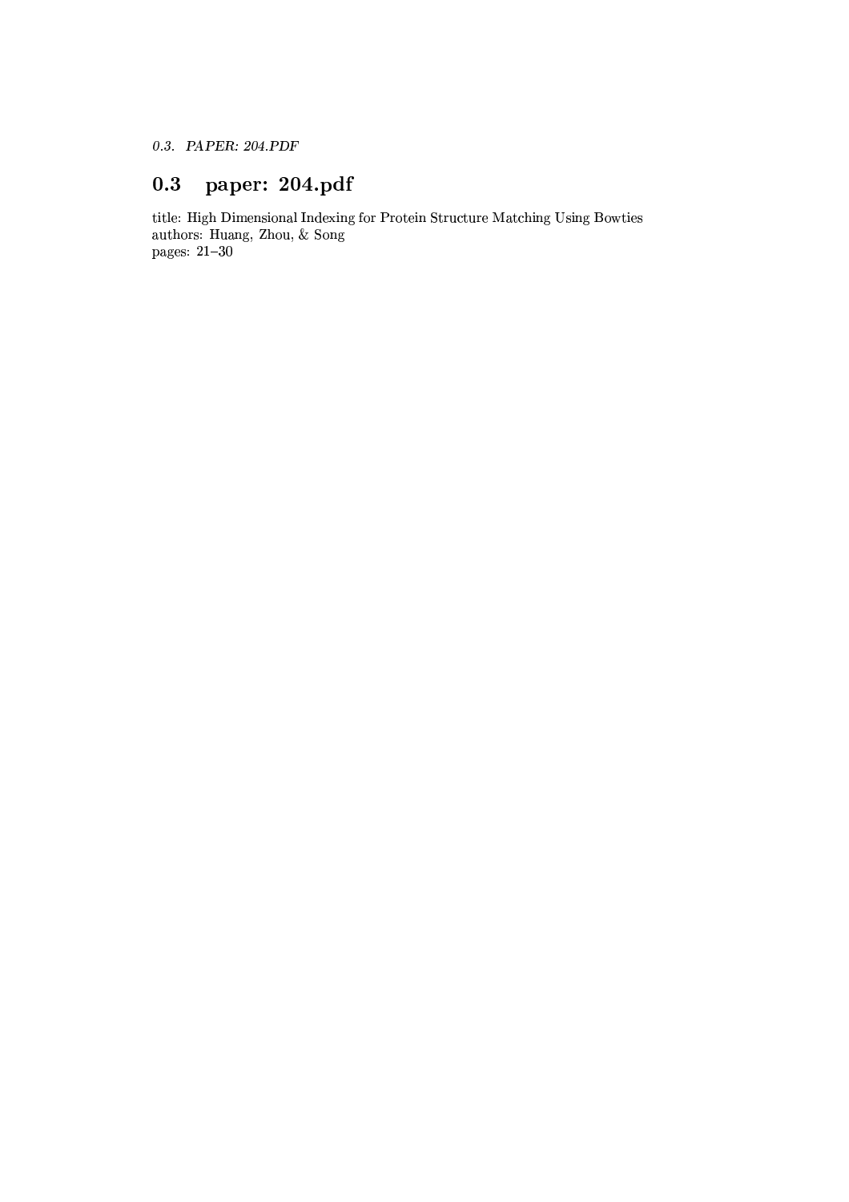## 0.3 paper: 204.pdf

title: High Dimensional Indexing for Protein Structure Matching Using Bowties
authors: Huang, Zhou, & Song
pages: 21–30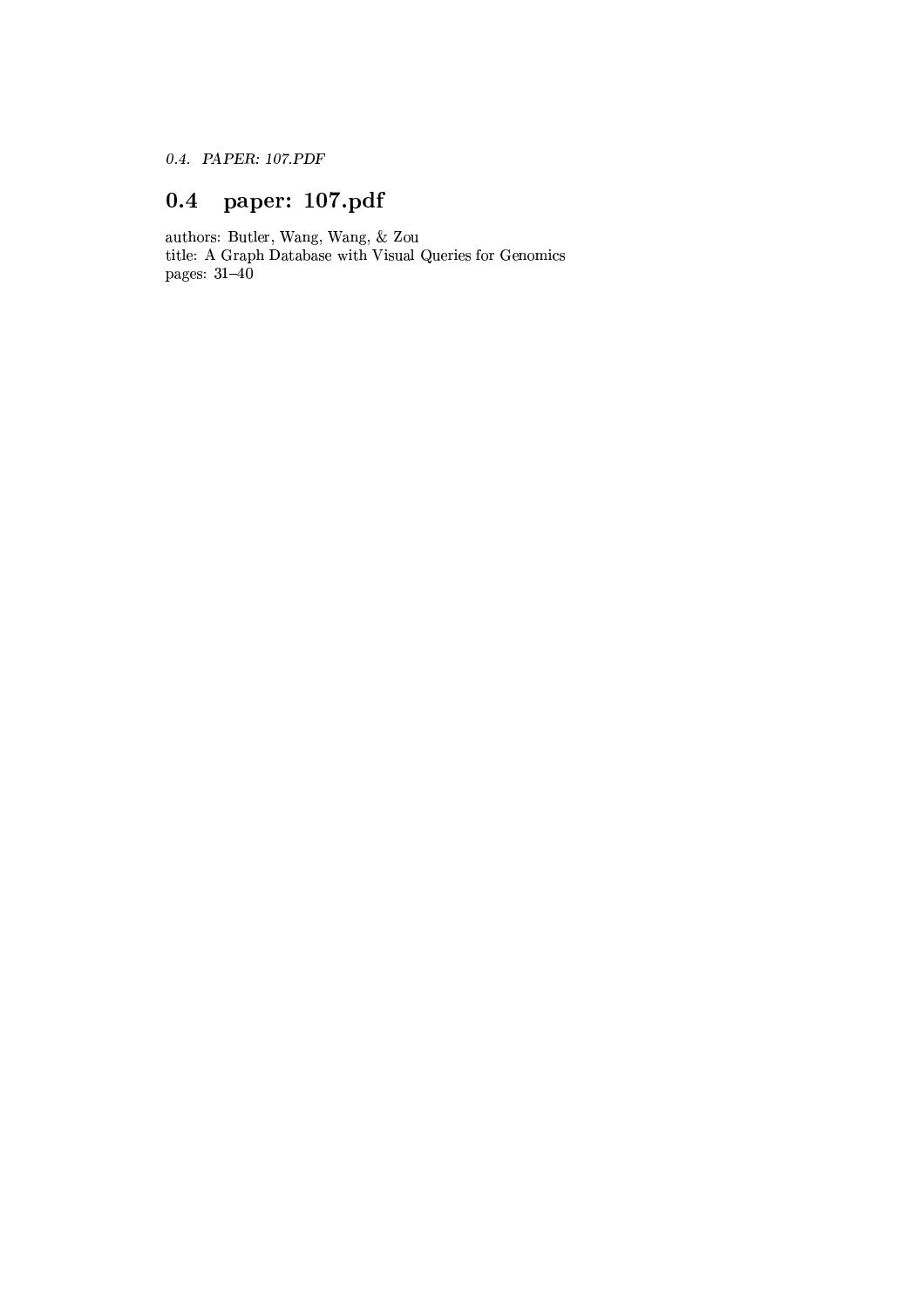## 0.4 paper: 107.pdf

authors: Butler, Wang, Wang, & Zou
title: A Graph Database with Visual Queries for Genomics
pages: 31–40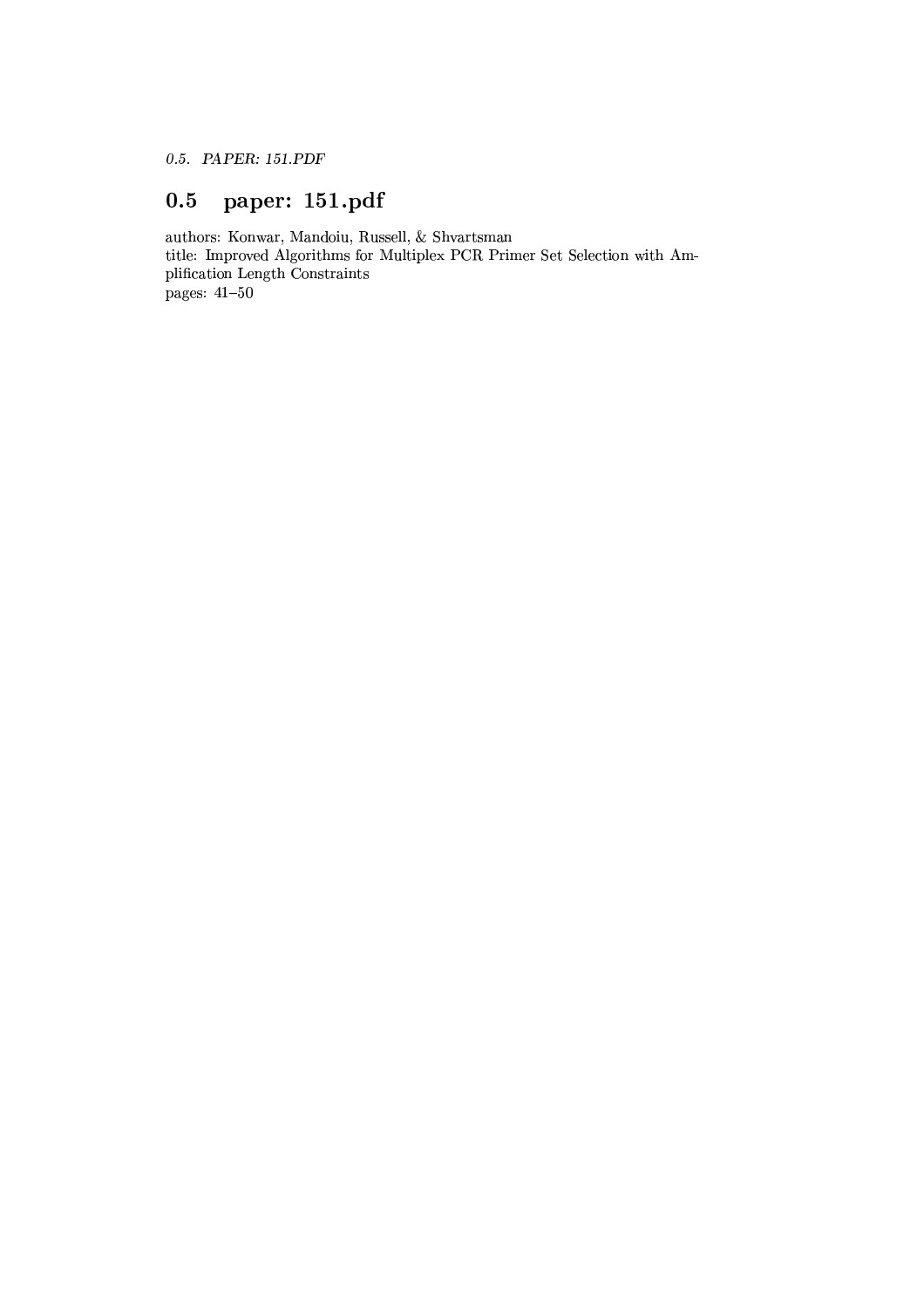## 0.5 paper: 151.pdf

authors: Konwar, Mandoiu, Russell, & Shvartsman
title: Improved Algorithms for Multiplex PCR Primer Set Selection with Amplification Length Constraints
pages: 41–50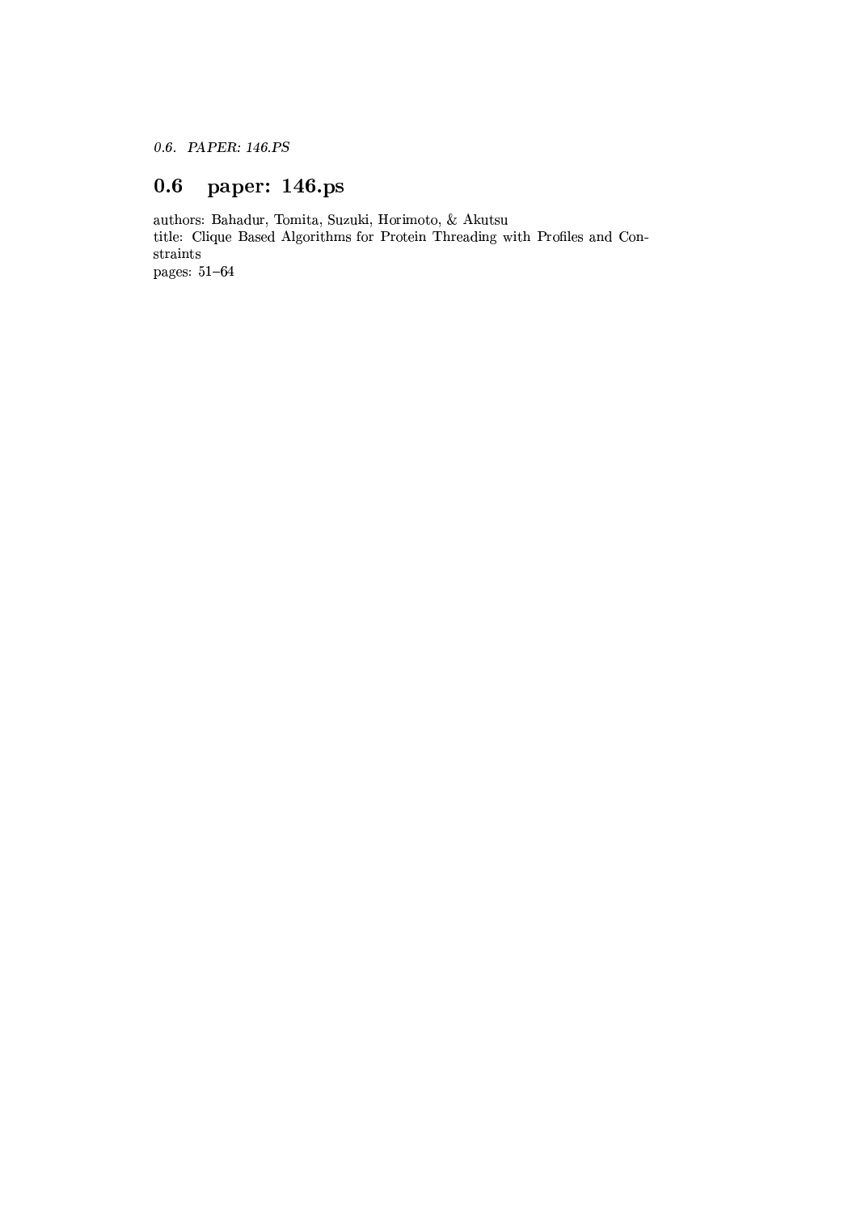## 0.6 paper: 146.ps

authors: Bahadur, Tomita, Suzuki, Horimoto, & Akutsu
title: Clique Based Algorithms for Protein Threading with Profiles and Constraints
pages: 51–64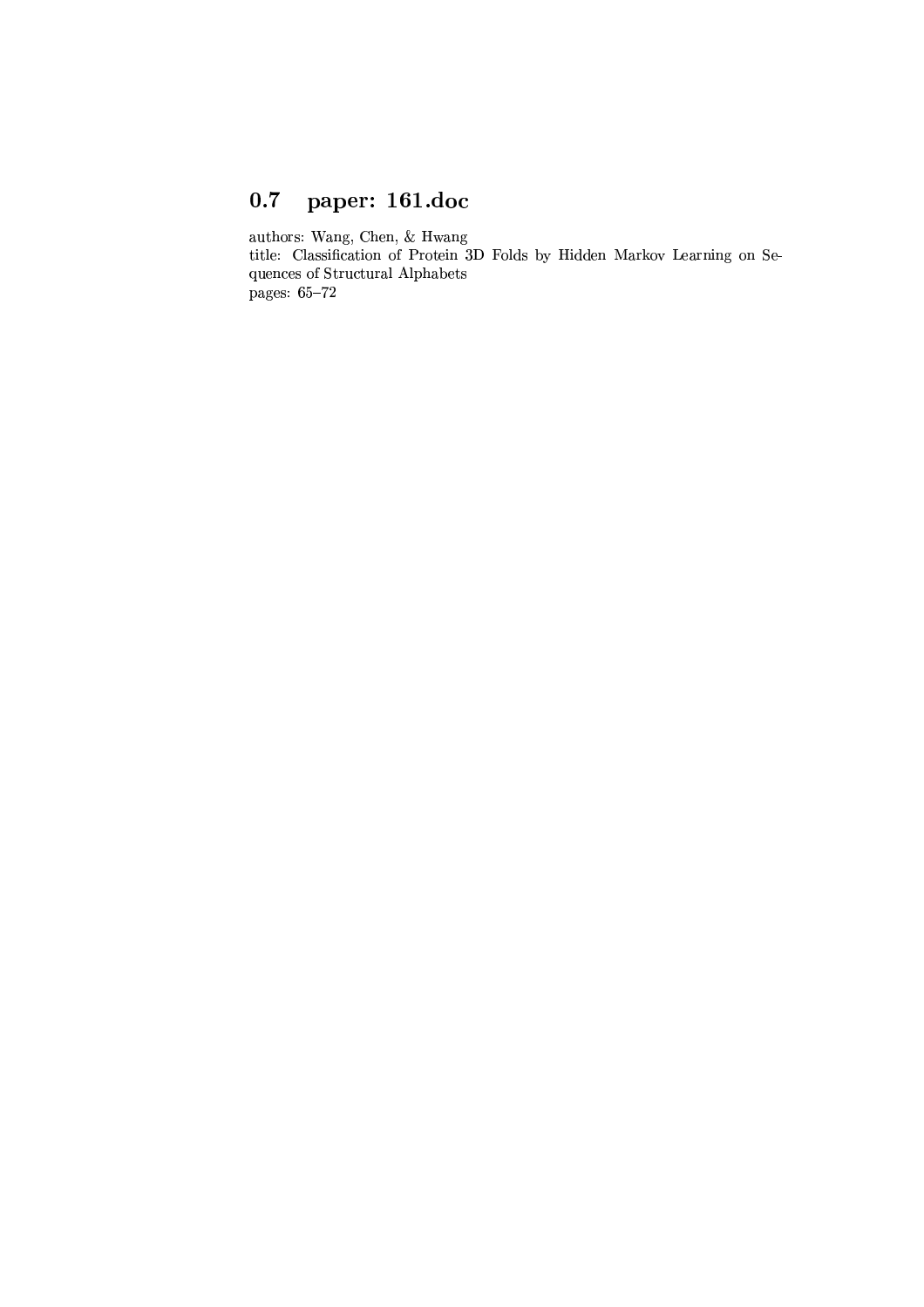## 0.7 paper: 161.doc

authors: Wang, Chen, & Hwang
title: Classification of Protein 3D Folds by Hidden Markov Learning on Sequences of Structural Alphabets
pages: 65–72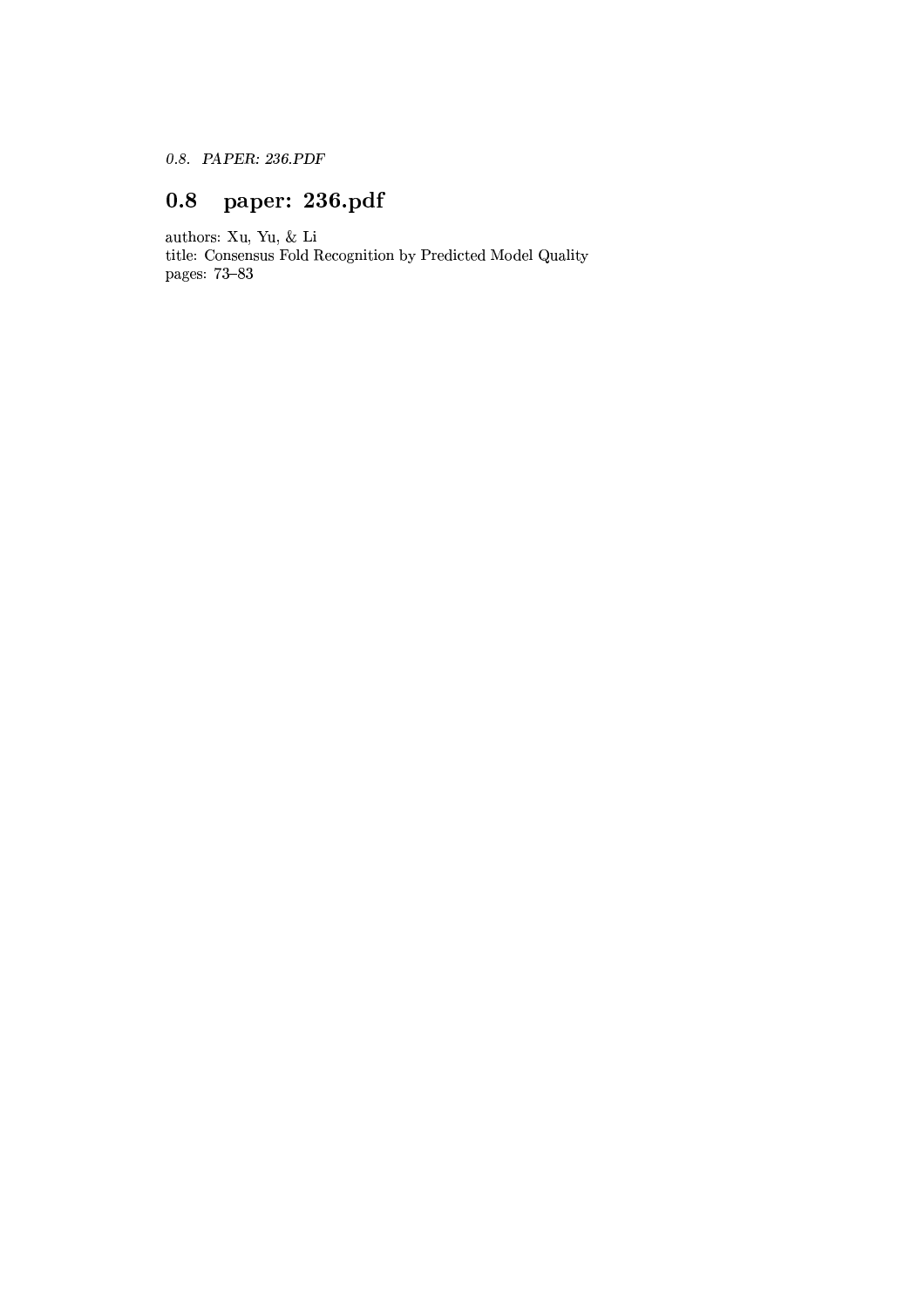## 0.8 paper: 236.pdf

authors: Xu, Yu, & Li
title: Consensus Fold Recognition by Predicted Model Quality
pages: 73–83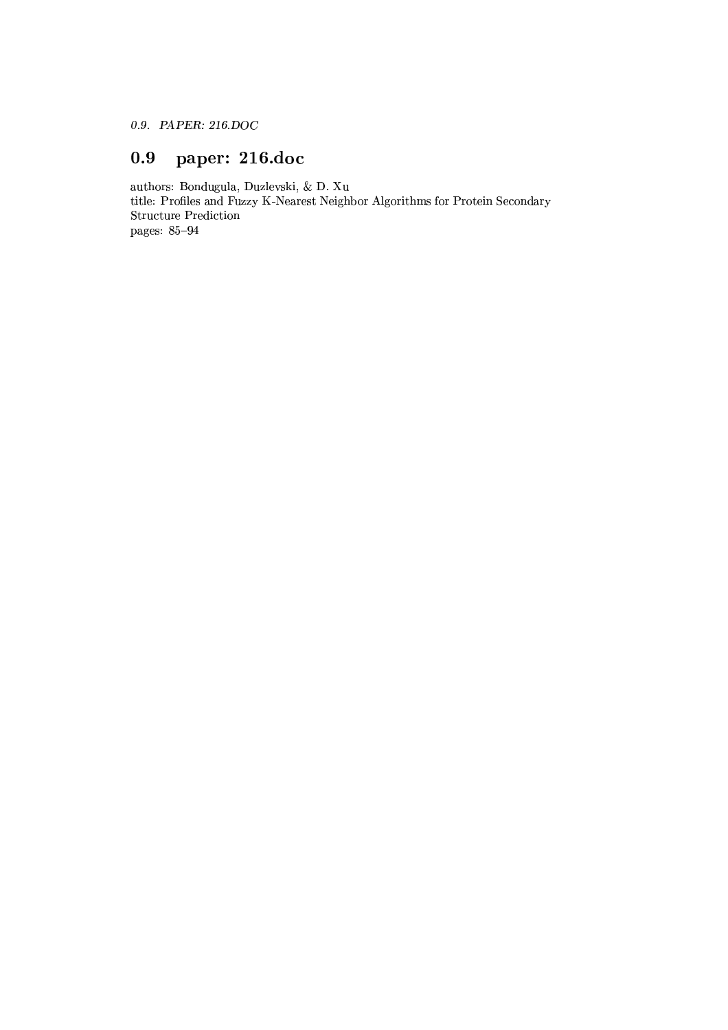## 0.9 paper: 216.doc

authors: Bondugula, Duzlevski, & D. Xu
title: Profiles and Fuzzy K-Nearest Neighbor Algorithms for Protein Secondary Structure Prediction
pages: 85–94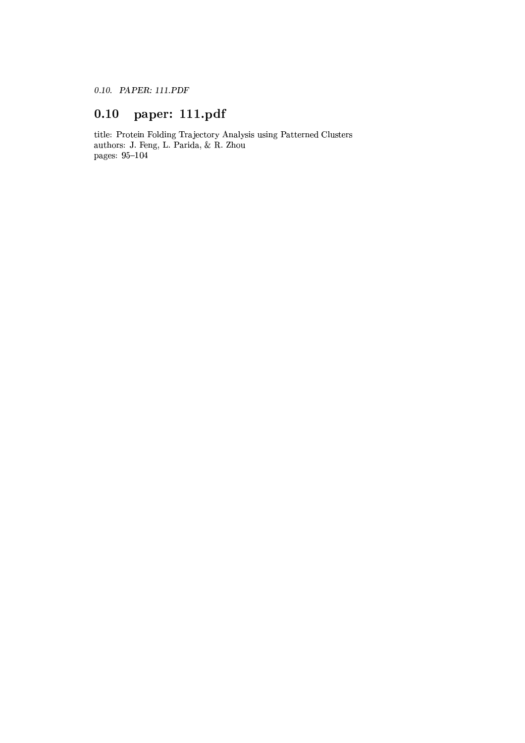## 0.10 paper: 111.pdf

title: Protein Folding Trajectory Analysis using Patterned Clusters
authors: J. Feng, L. Parida, & R. Zhou
pages: 95–104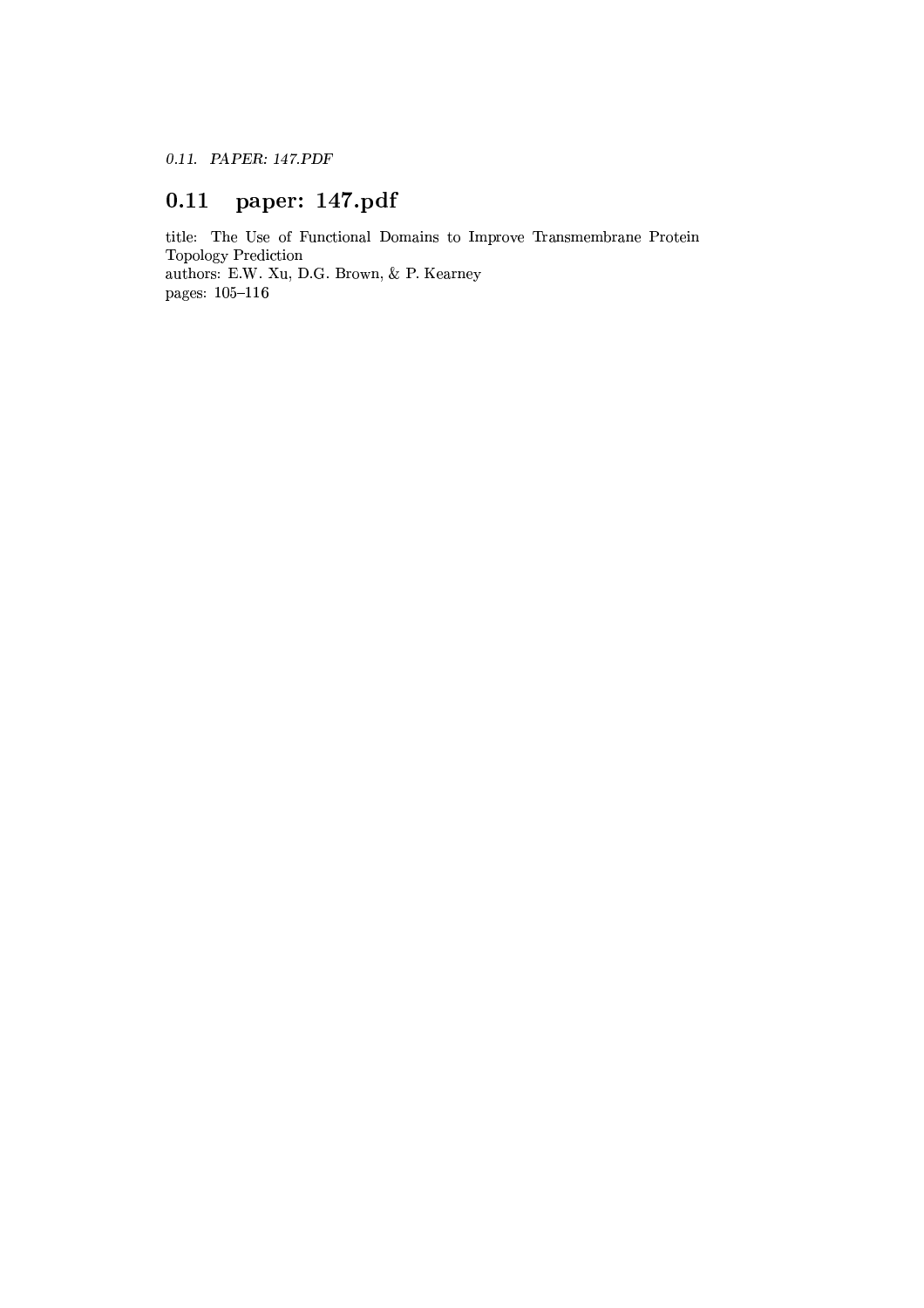## 0.11 paper: 147.pdf

title: The Use of Functional Domains to Improve Transmembrane Protein Topology Prediction
authors: E.W. Xu, D.G. Brown, & P. Kearney
pages: 105–116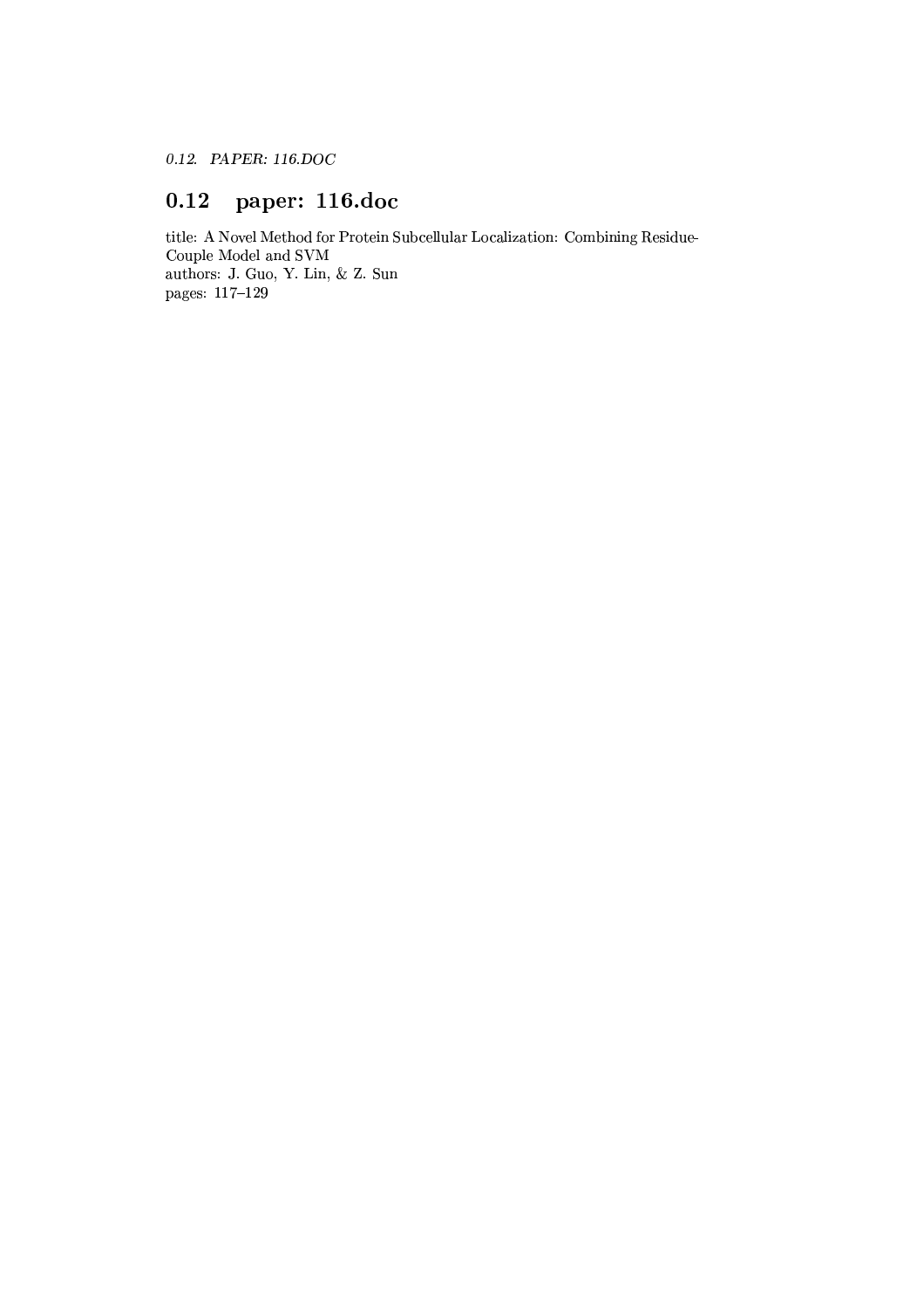## 0.12 paper: 116.doc

title: A Novel Method for Protein Subcellular Localization: Combining Residue-Couple Model and SVM
authors: J. Guo, Y. Lin, & Z. Sun
pages: 117–129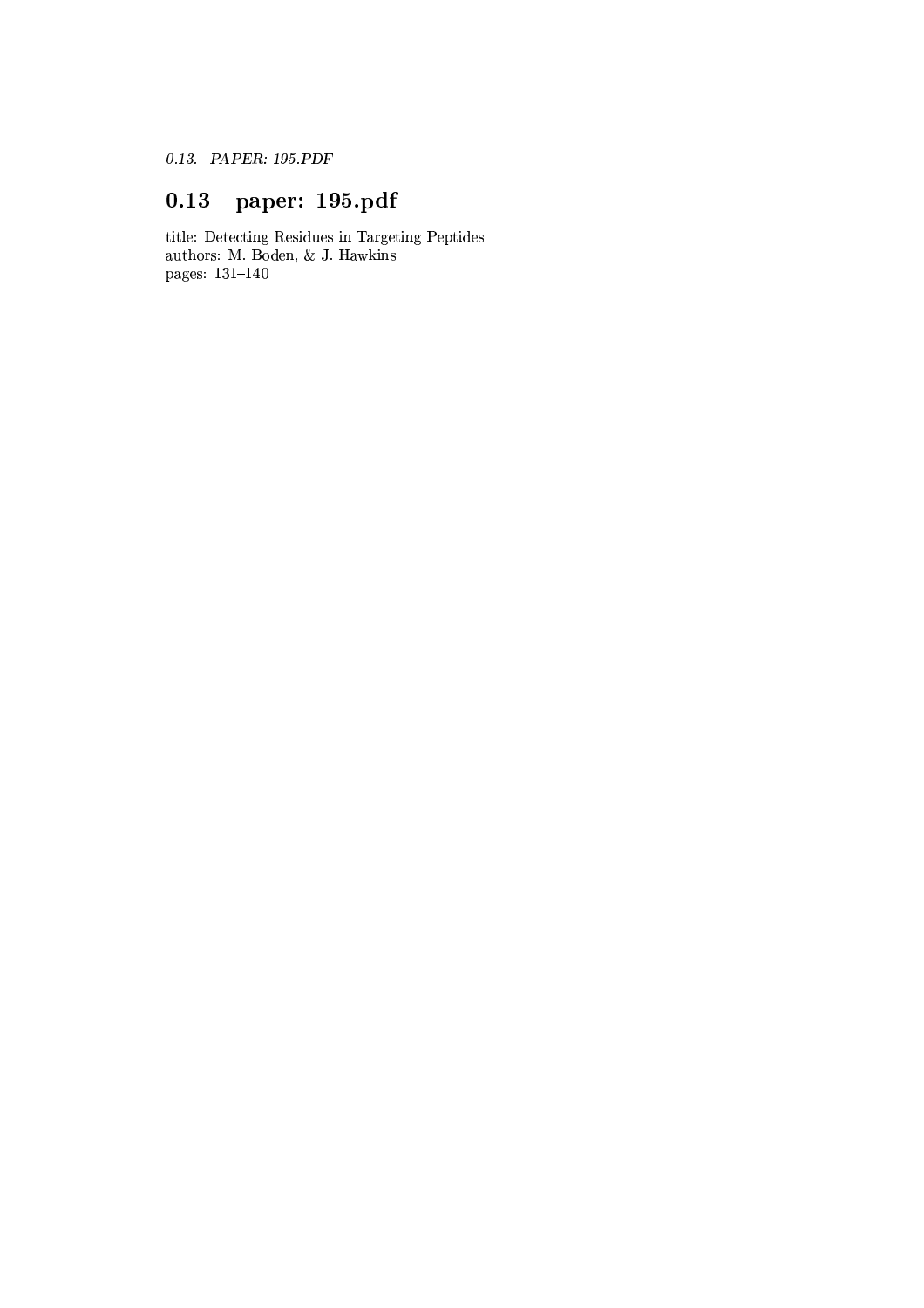## 0.13 paper: 195.pdf

title: Detecting Residues in Targeting Peptides
authors: M. Boden, & J. Hawkins
pages: 131–140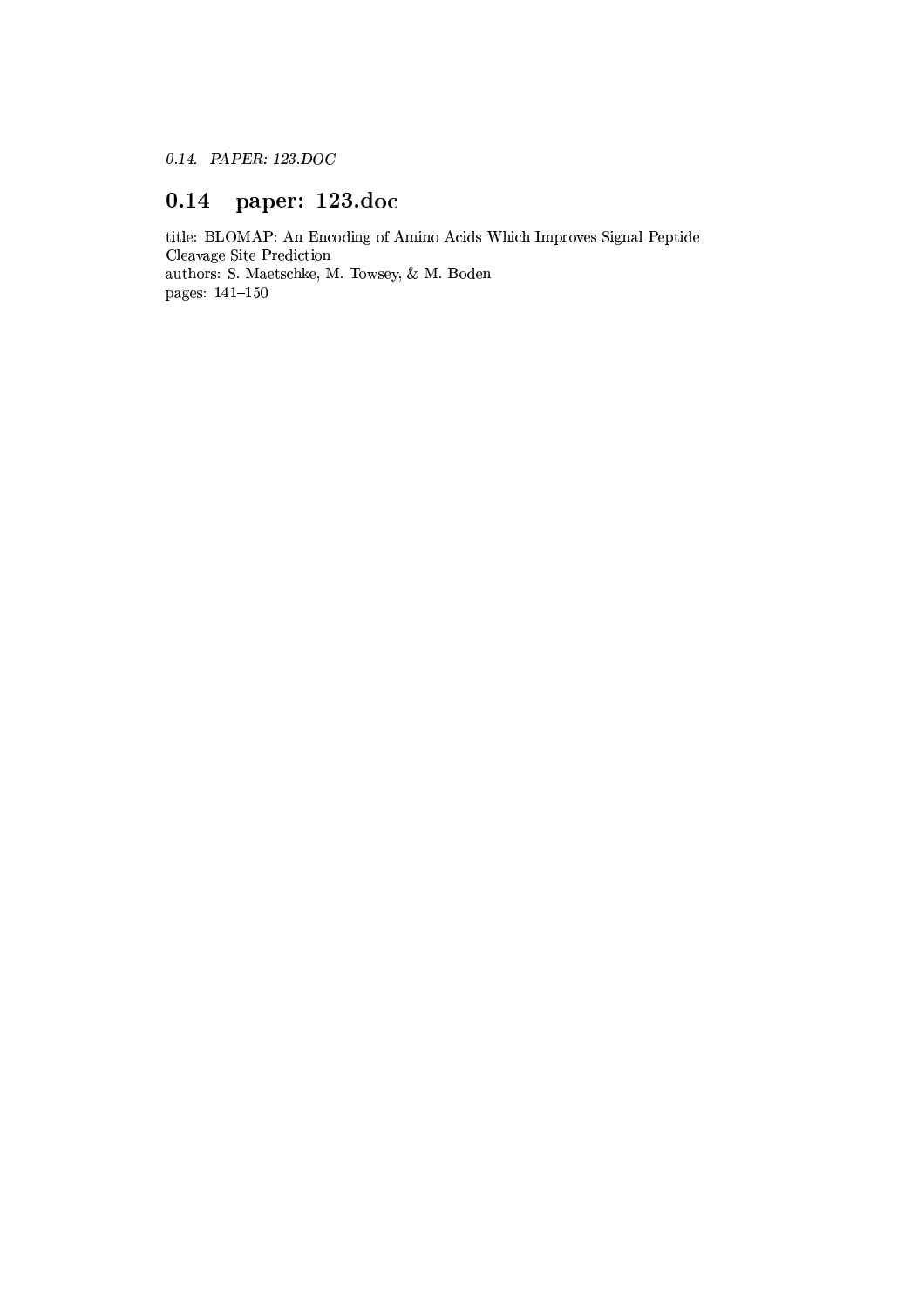## 0.14 paper: 123.doc

title: BLOMAP: An Encoding of Amino Acids Which Improves Signal Peptide Cleavage Site Prediction
authors: S. Maetschke, M. Towsey, & M. Boden
pages: 141–150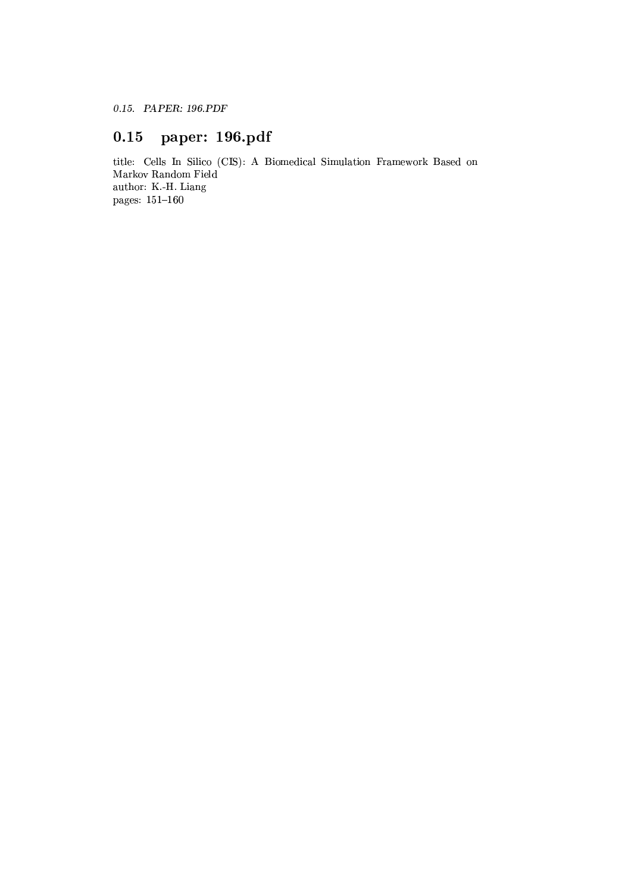## 0.15 paper: 196.pdf

title: Cells In Silico (CIS): A Biomedical Simulation Framework Based on Markov Random Field
author: K.-H. Liang
pages: 151–160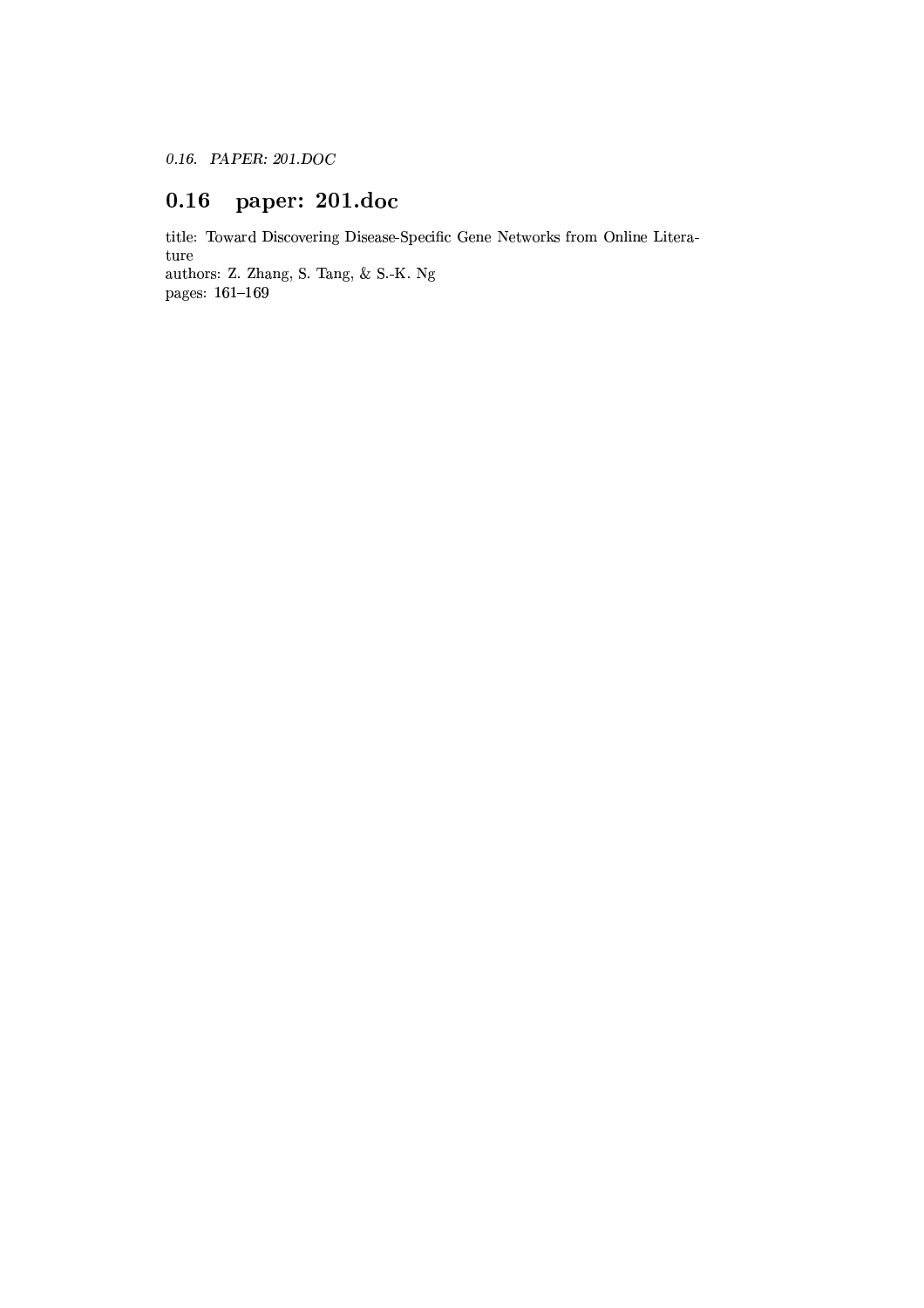## 0.16 paper: 201.doc

title: Toward Discovering Disease-Specific Gene Networks from Online Literature
authors: Z. Zhang, S. Tang, & S.-K. Ng
pages: 161–169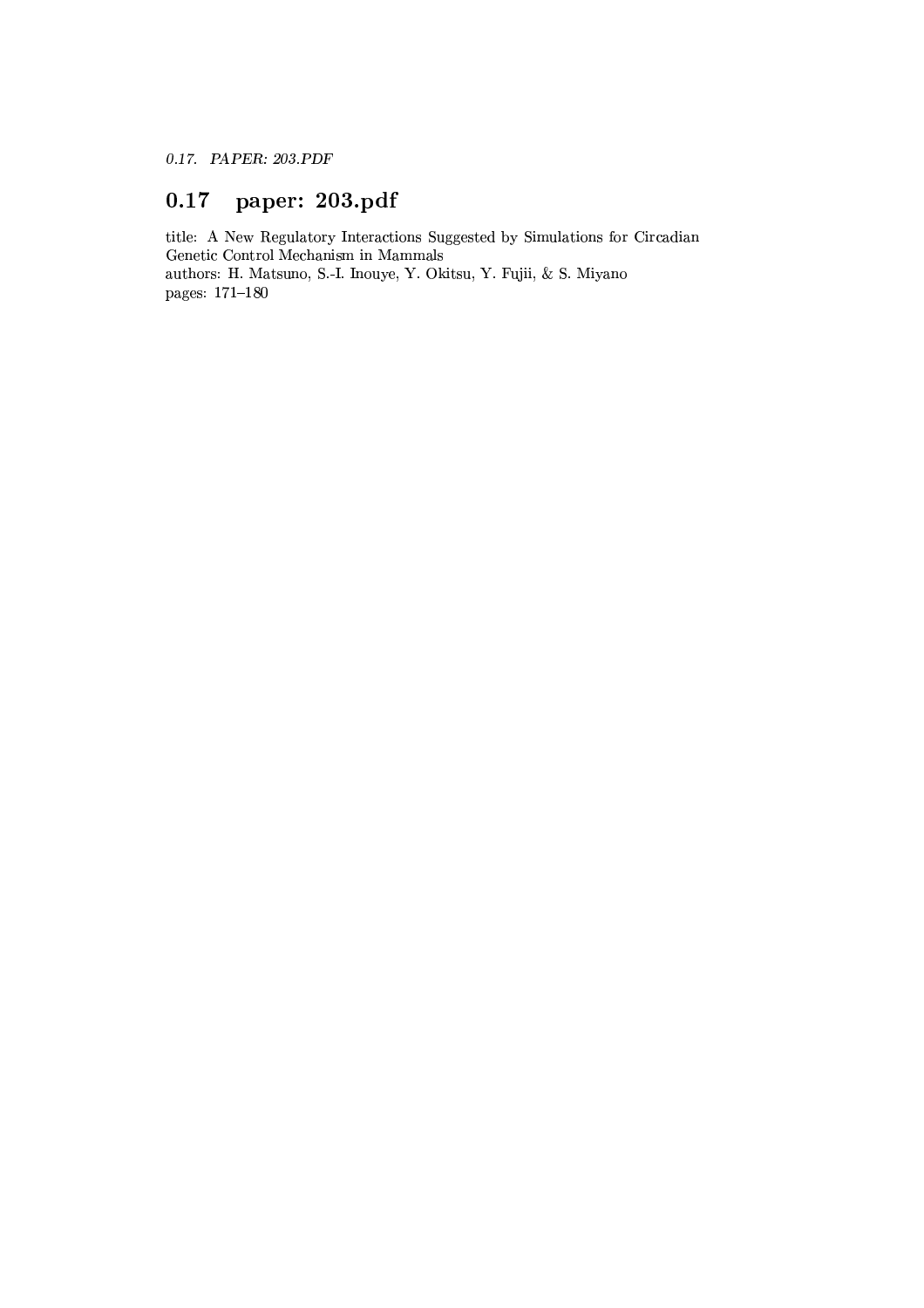## 0.17 paper: 203.pdf

title: A New Regulatory Interactions Suggested by Simulations for Circadian Genetic Control Mechanism in Mammals
authors: H. Matsuno, S.-I. Inouye, Y. Okitsu, Y. Fujii, & S. Miyano
pages: 171–180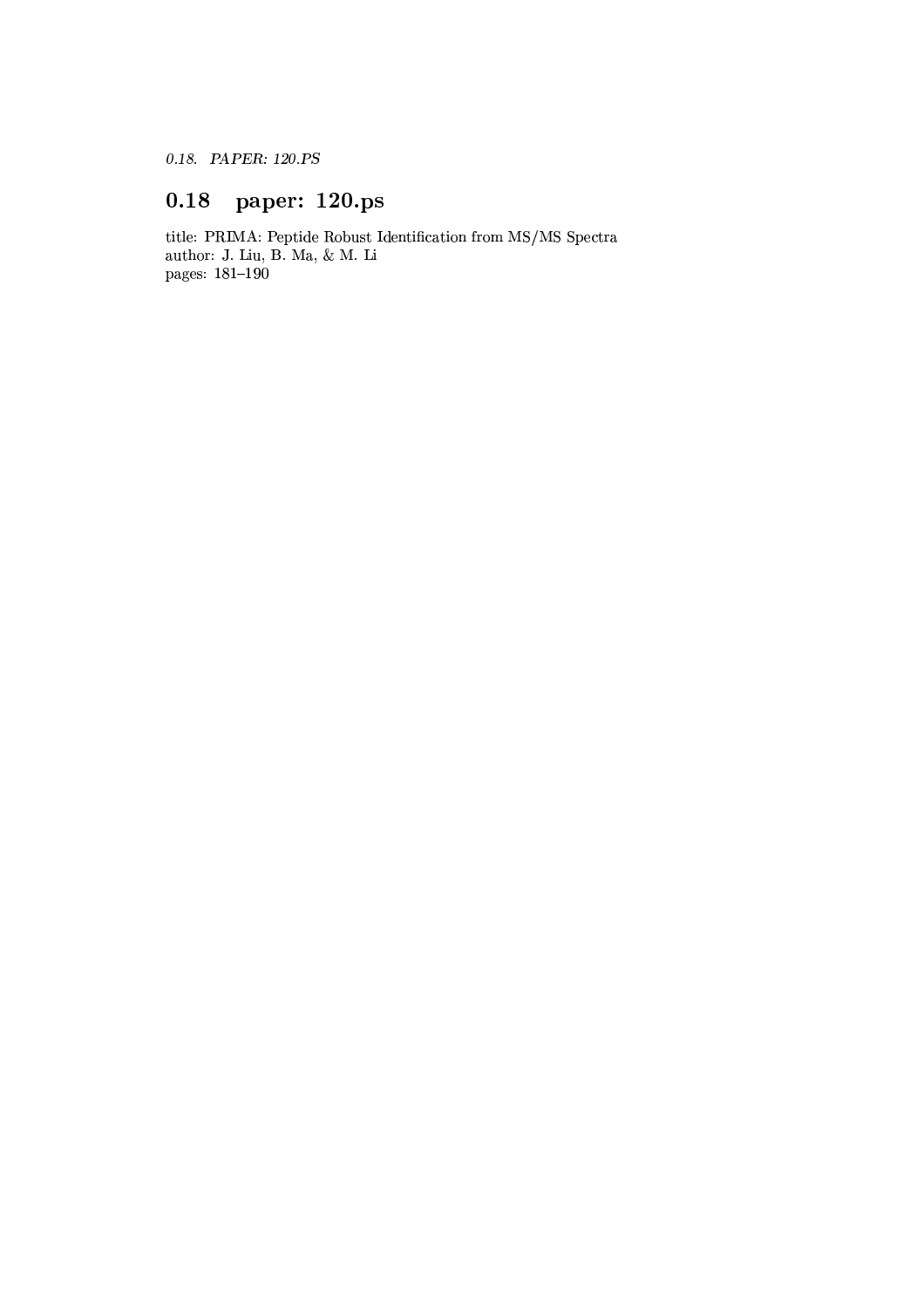## 0.18 paper: 120.ps

title: PRIMA: Peptide Robust Identification from MS/MS Spectra
author: J. Liu, B. Ma, & M. Li
pages: 181–190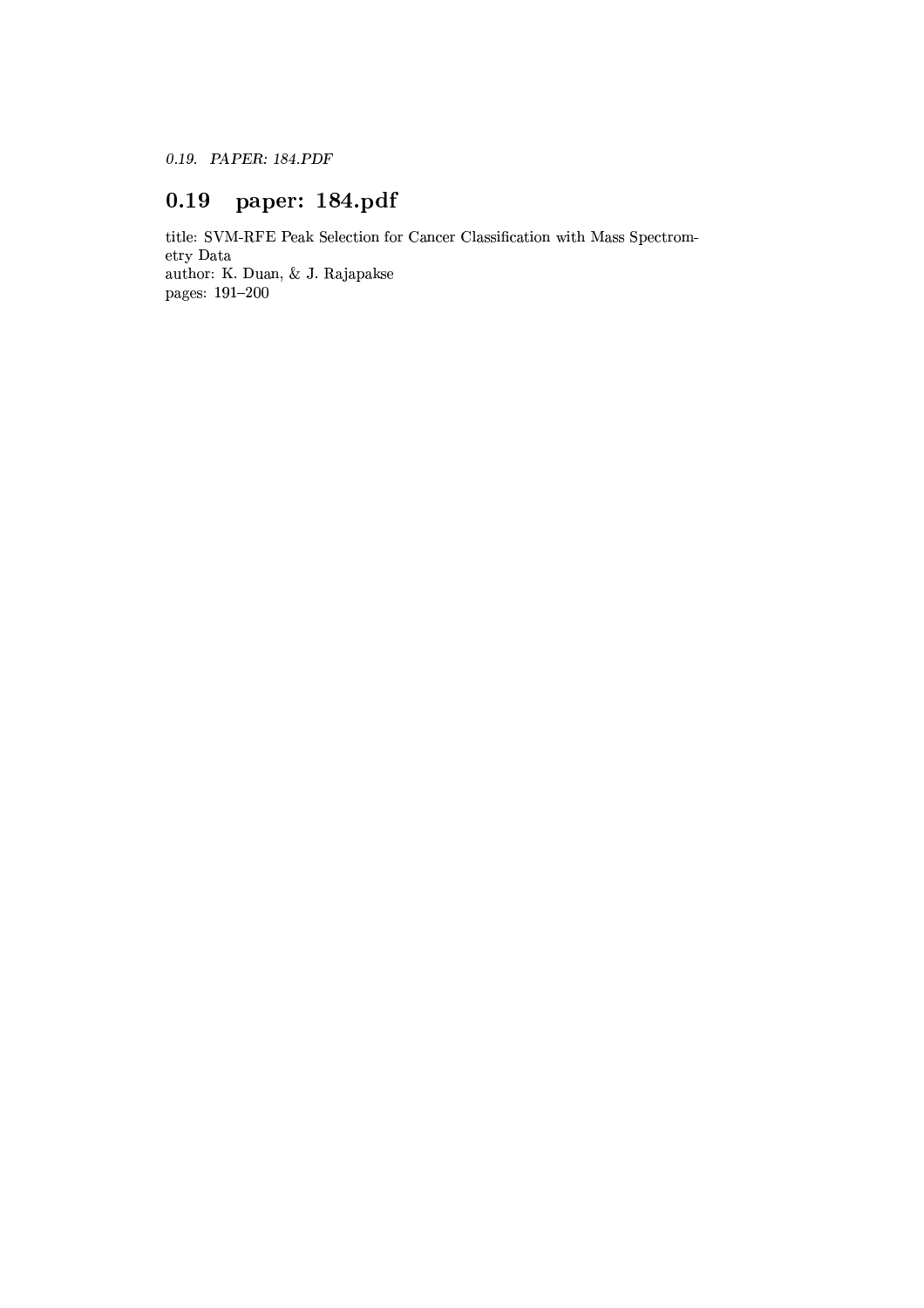## 0.19 paper: 184.pdf

title: SVM-RFE Peak Selection for Cancer Classification with Mass Spectrometry Data
author: K. Duan, & J. Rajapakse
pages: 191–200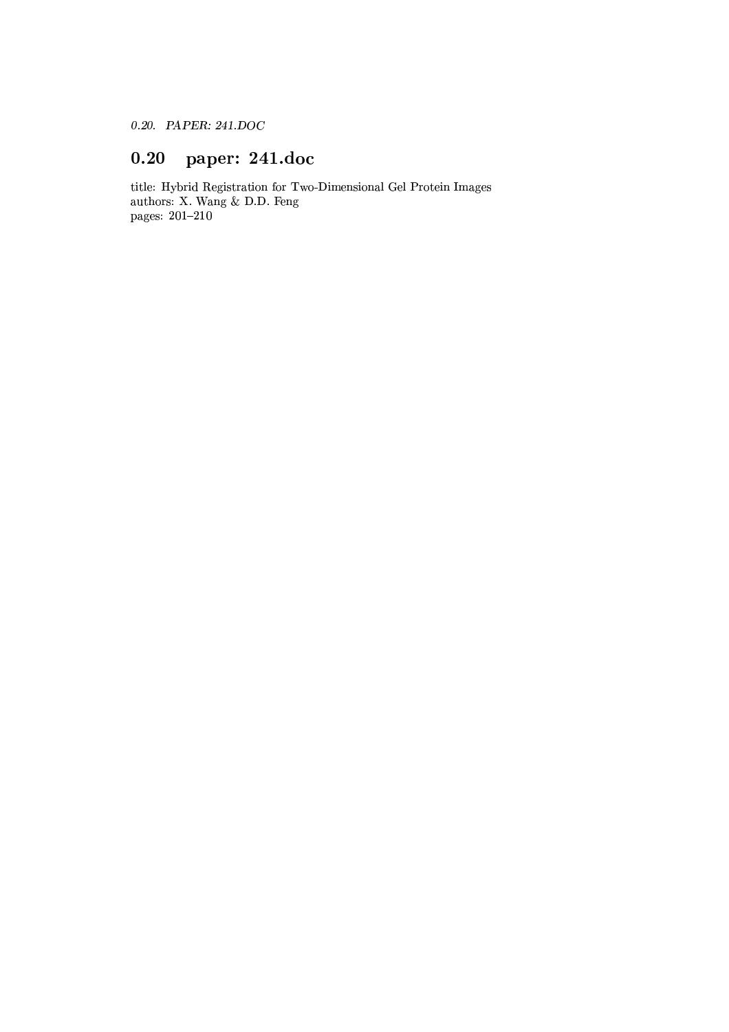## 0.20 paper: 241.doc

title: Hybrid Registration for Two-Dimensional Gel Protein Images
authors: X. Wang & D.D. Feng
pages: 201–210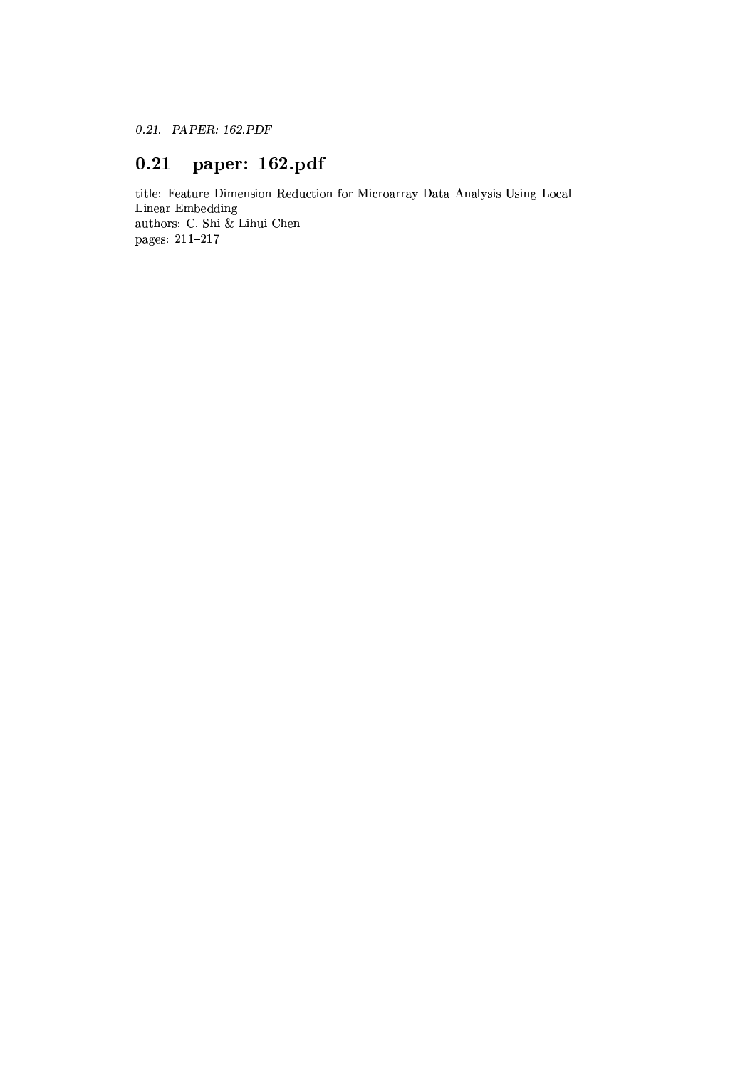## 0.21 paper: 162.pdf

title: Feature Dimension Reduction for Microarray Data Analysis Using Local Linear Embedding
authors: C. Shi & Lihui Chen
pages: 211–217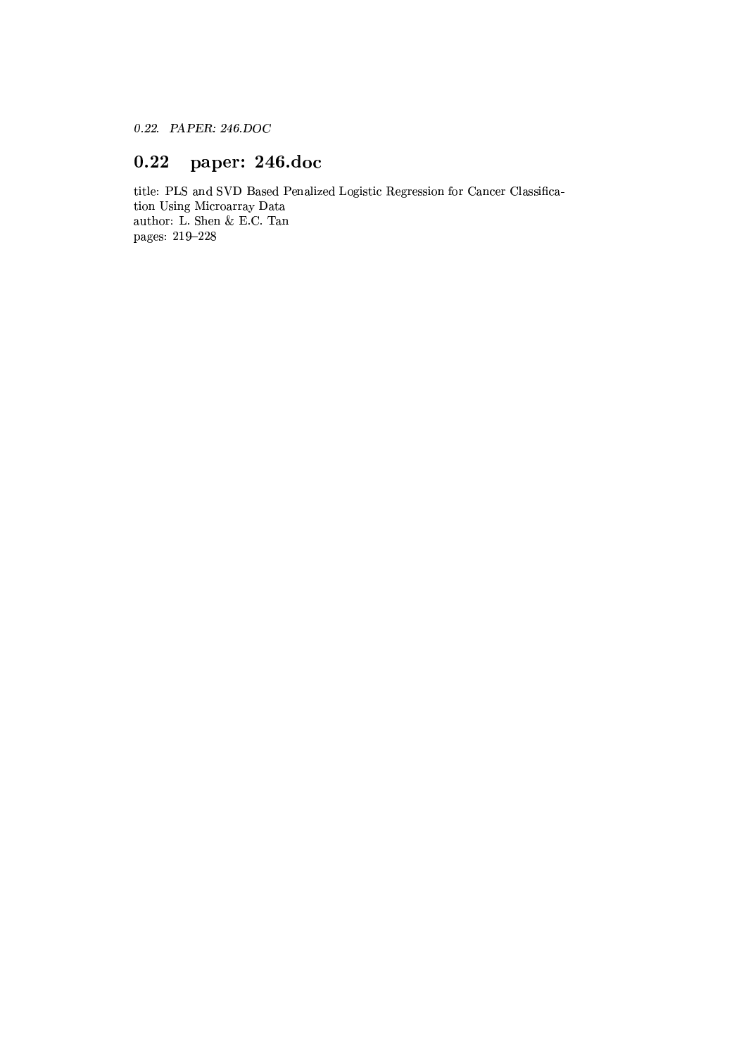## 0.22 paper: 246.doc

title: PLS and SVD Based Penalized Logistic Regression for Cancer Classification Using Microarray Data
author: L. Shen & E.C. Tan
pages: 219–228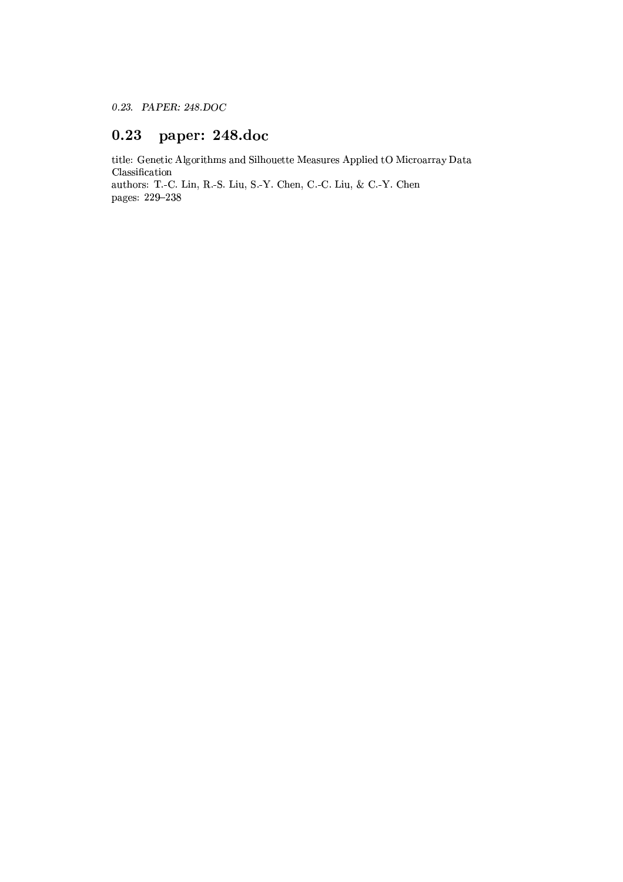## 0.23 paper: 248.doc

title: Genetic Algorithms and Silhouette Measures Applied tO Microarray Data Classification
authors: T.-C. Lin, R.-S. Liu, S.-Y. Chen, C.-C. Liu, & C.-Y. Chen
pages: 229–238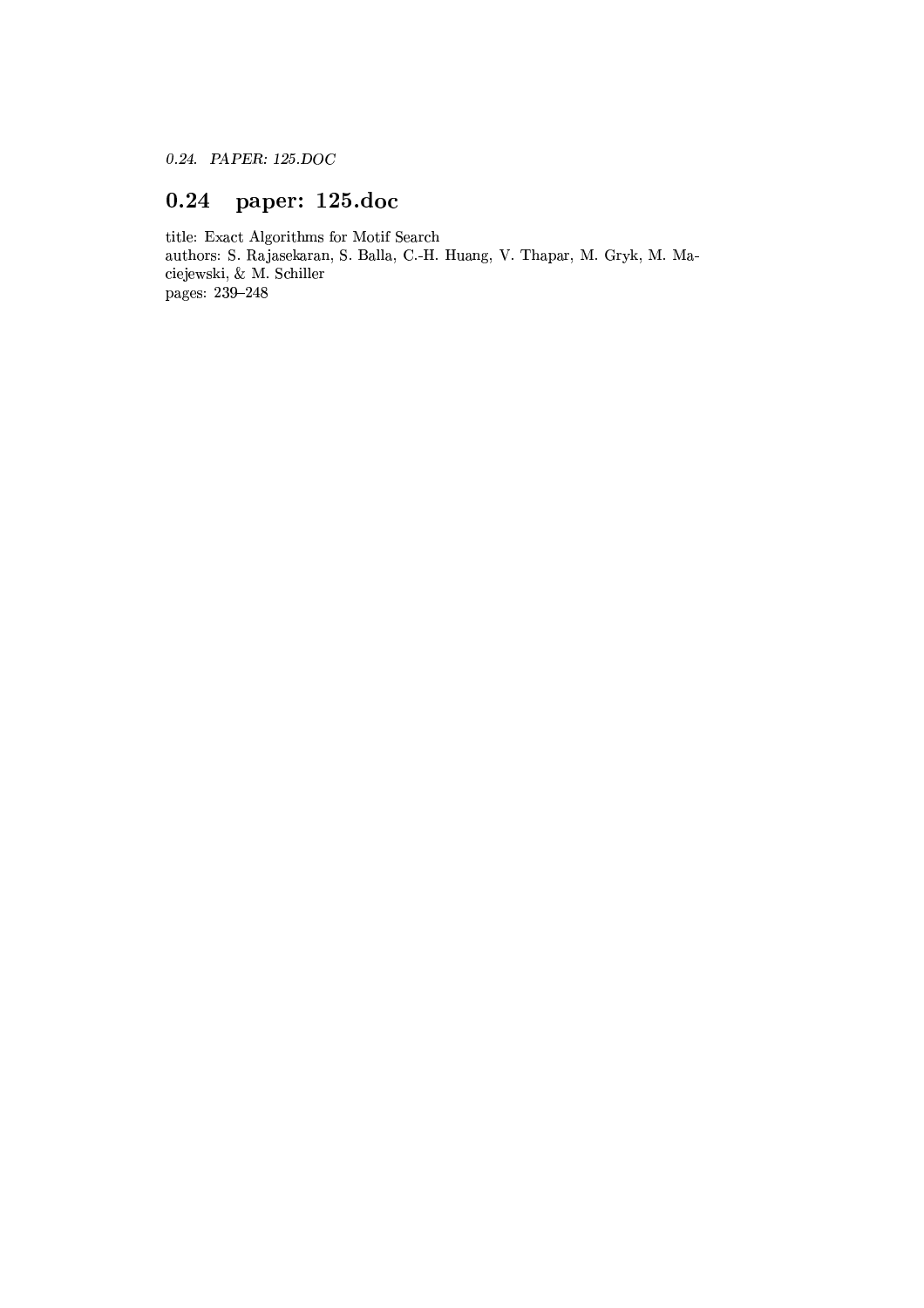## 0.24 paper: 125.doc

title: Exact Algorithms for Motif Search
authors: S. Rajasekaran, S. Balla, C.-H. Huang, V. Thapar, M. Gryk, M. Maciejewski, & M. Schiller
pages: 239–248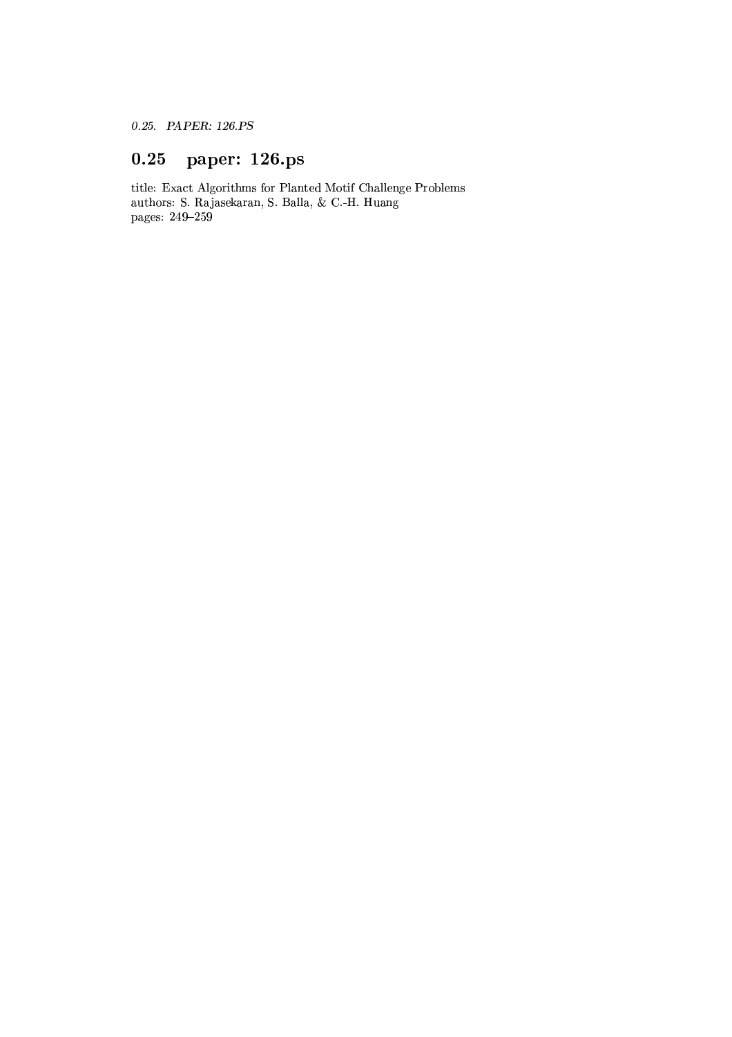## 0.25 paper: 126.ps

title: Exact Algorithms for Planted Motif Challenge Problems
authors: S. Rajasekaran, S. Balla, & C.-H. Huang
pages: 249–259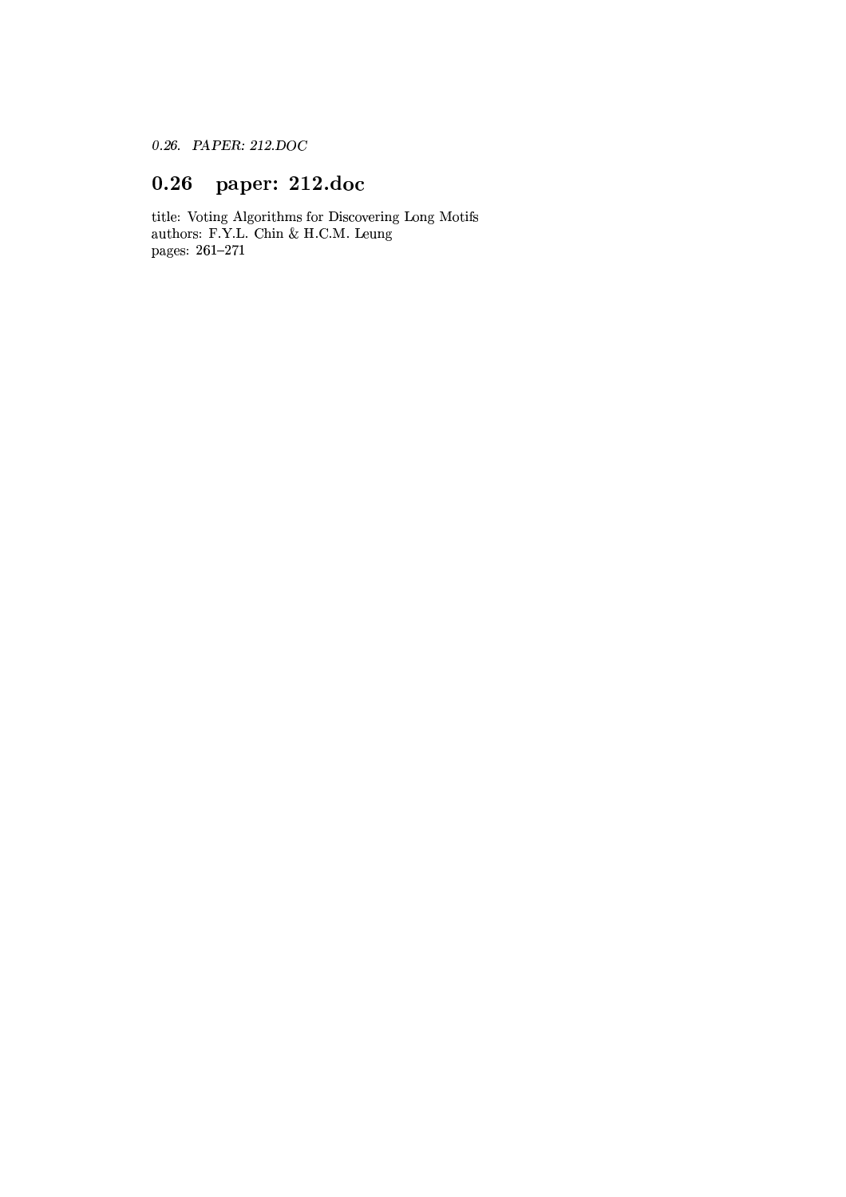## 0.26 paper: 212.doc

title: Voting Algorithms for Discovering Long Motifs
authors: F.Y.L. Chin & H.C.M. Leung
pages: 261–271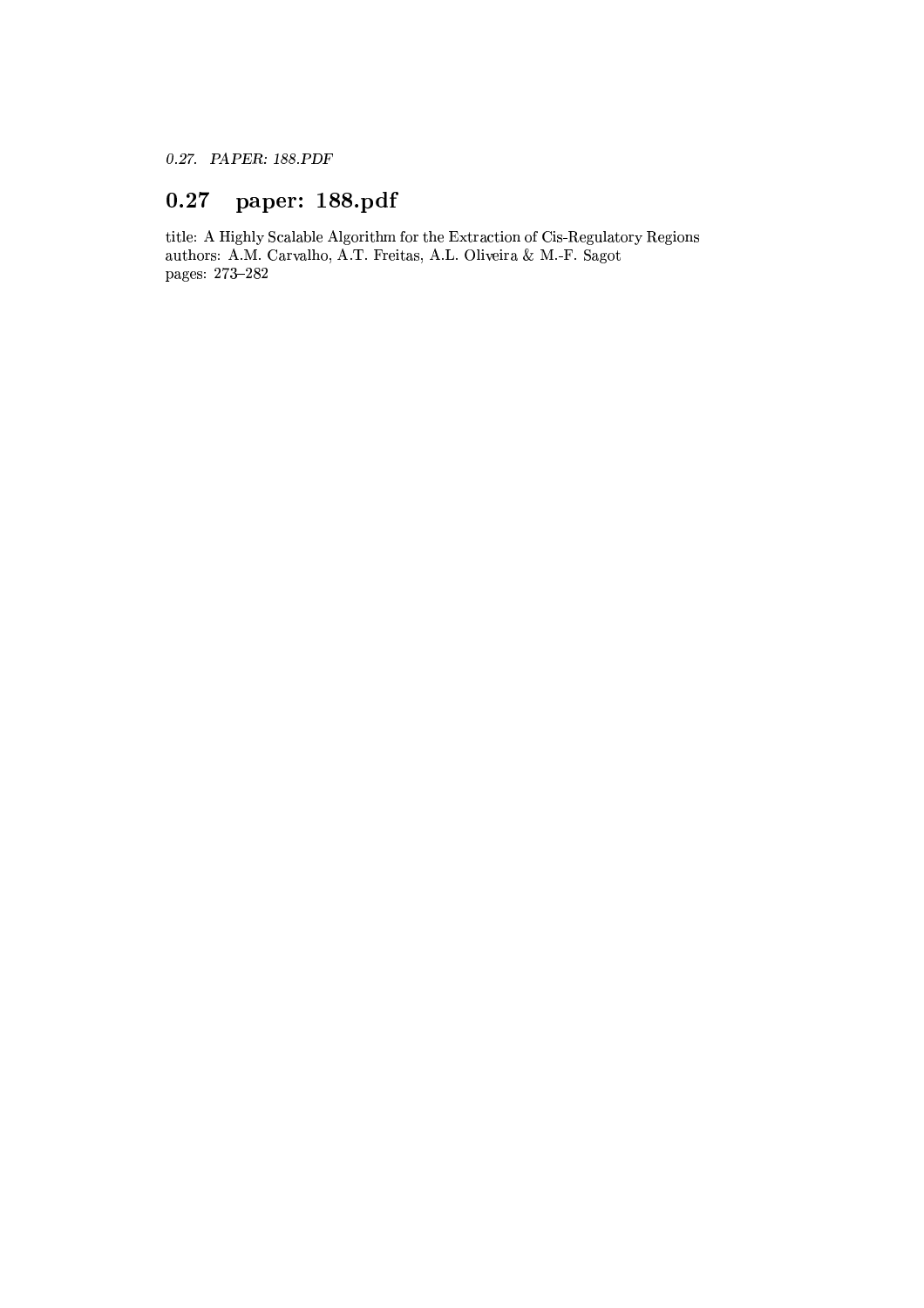## 0.27 paper: 188.pdf

title: A Highly Scalable Algorithm for the Extraction of Cis-Regulatory Regions
authors: A.M. Carvalho, A.T. Freitas, A.L. Oliveira & M.-F. Sagot
pages: 273–282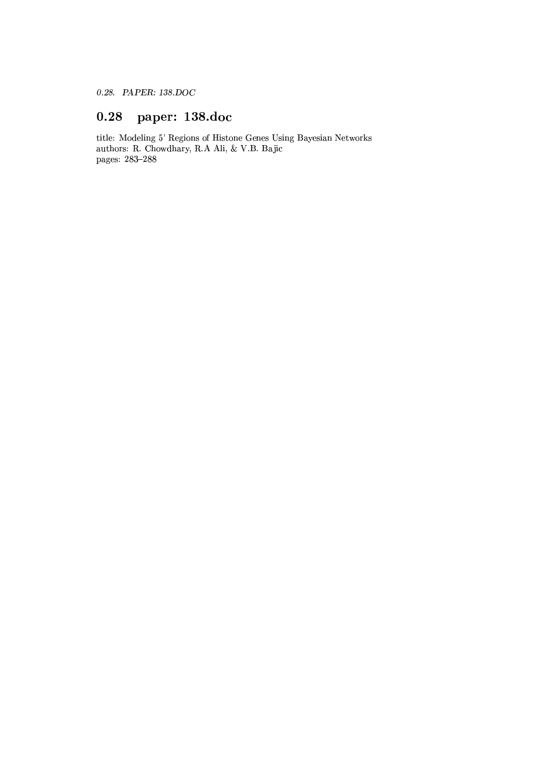## 0.28 paper: 138.doc

title: Modeling 5' Regions of Histone Genes Using Bayesian Networks
authors: R. Chowdhary, R.A Ali, & V.B. Bajic
pages: 283–288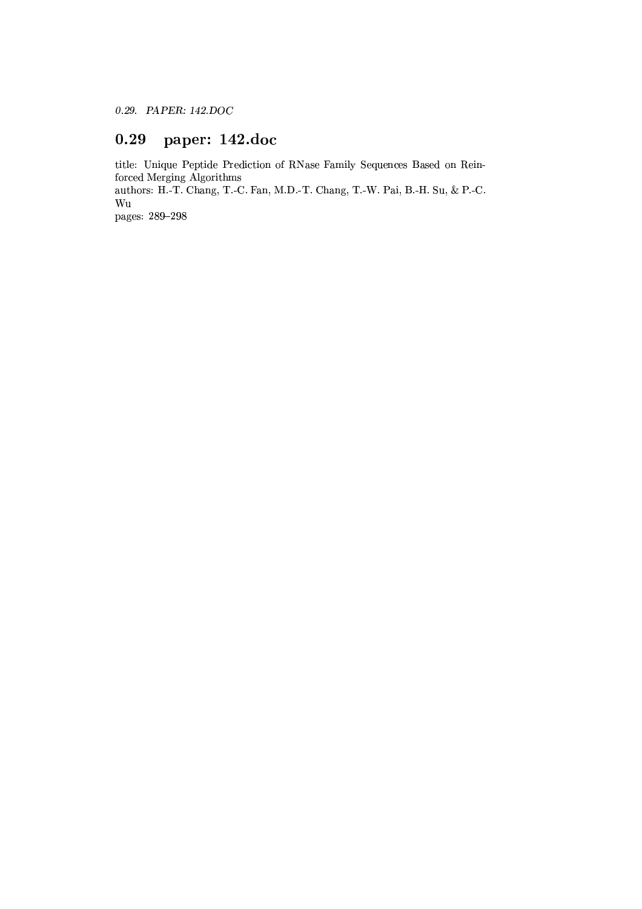## 0.29 paper: 142.doc

title: Unique Peptide Prediction of RNase Family Sequences Based on Reinforced Merging Algorithms
authors: H.-T. Chang, T.-C. Fan, M.D.-T. Chang, T.-W. Pai, B.-H. Su, & P.-C. Wu
pages: 289–298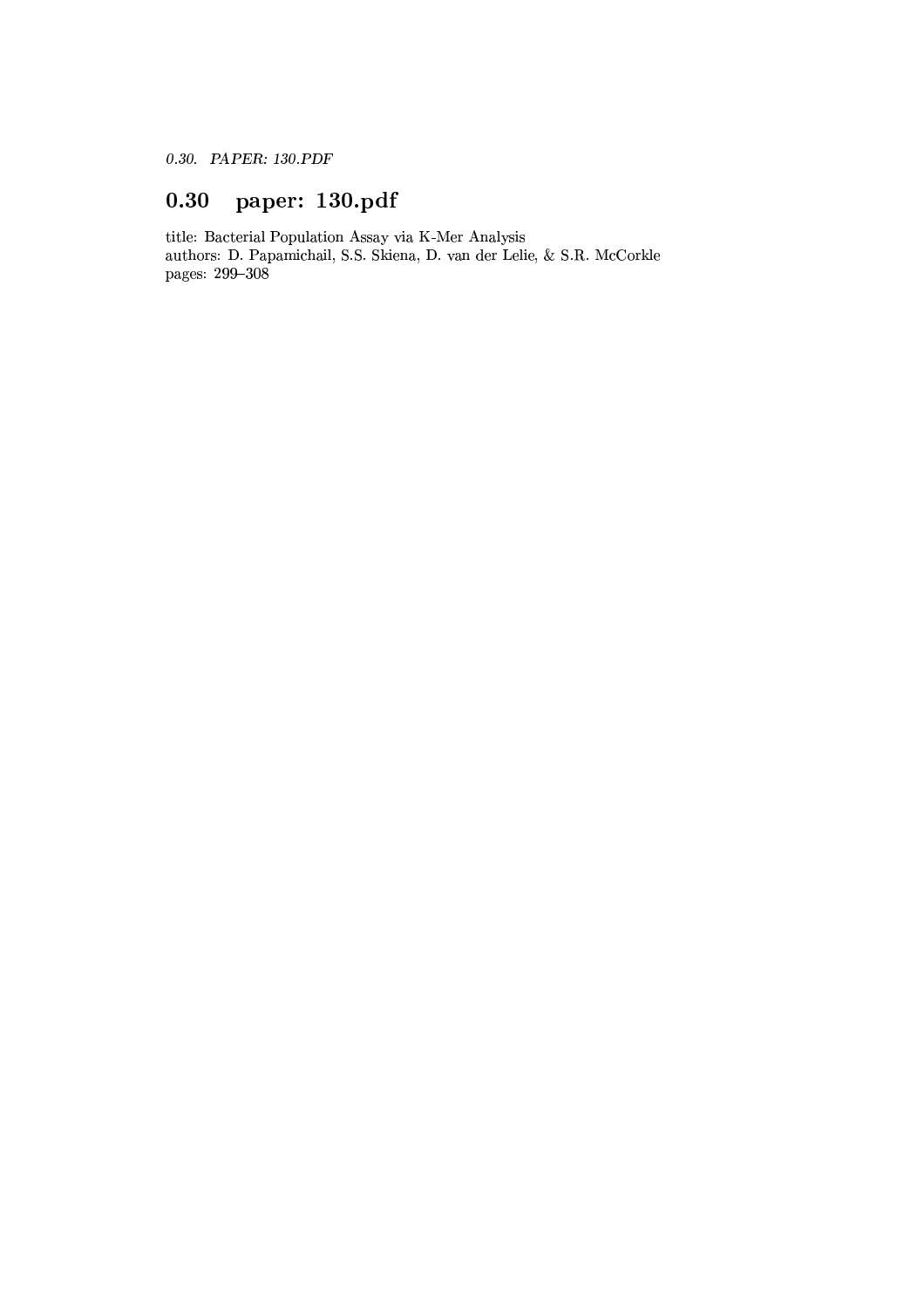## 0.30 paper: 130.pdf

title: Bacterial Population Assay via K-Mer Analysis
authors: D. Papamichail, S.S. Skiena, D. van der Lelie, & S.R. McCorkle
pages: 299–308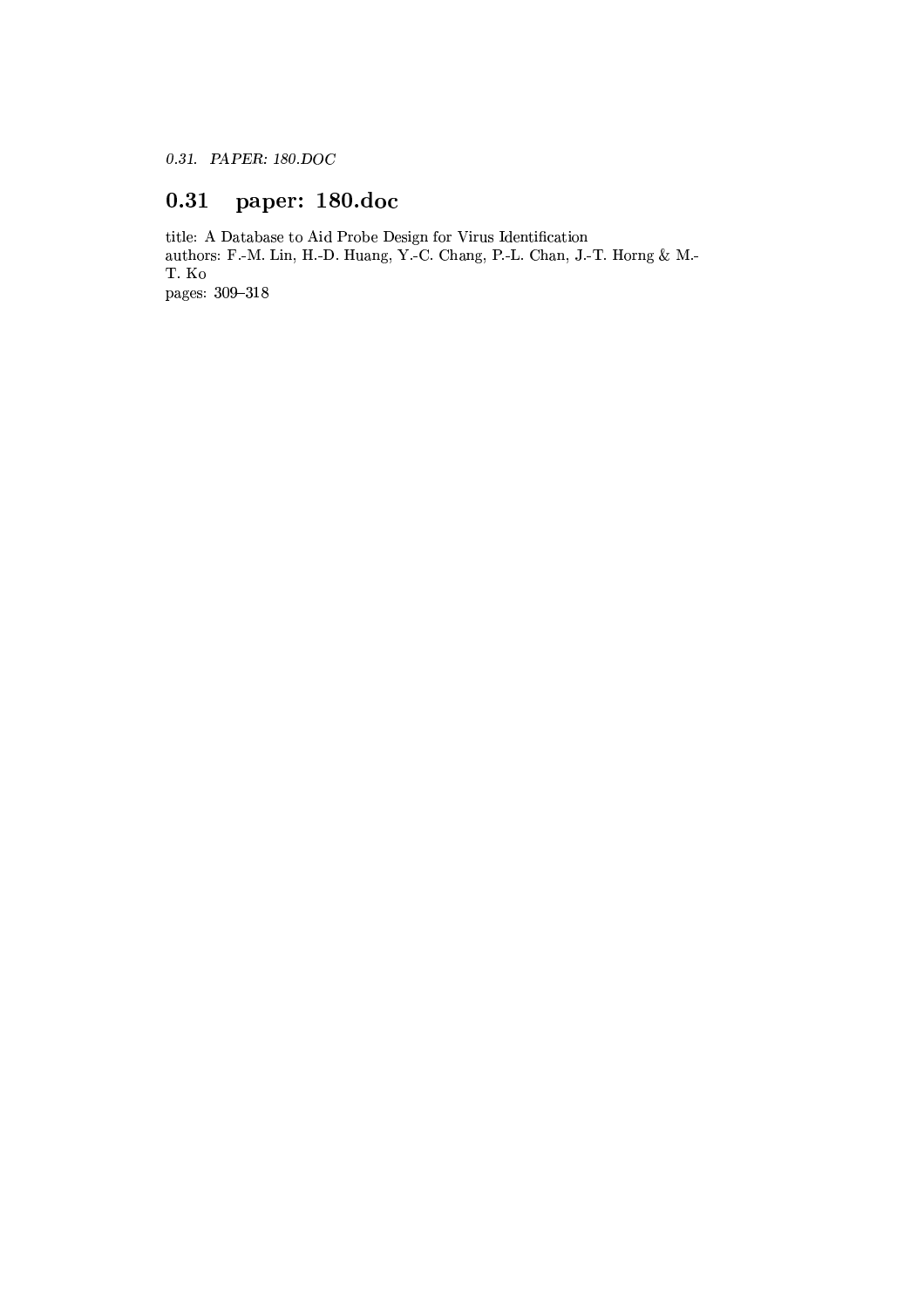## 0.31 paper: 180.doc

title: A Database to Aid Probe Design for Virus Identification
authors: F.-M. Lin, H.-D. Huang, Y.-C. Chang, P.-L. Chan, J.-T. Horng & M.-T. Ko
pages: 309–318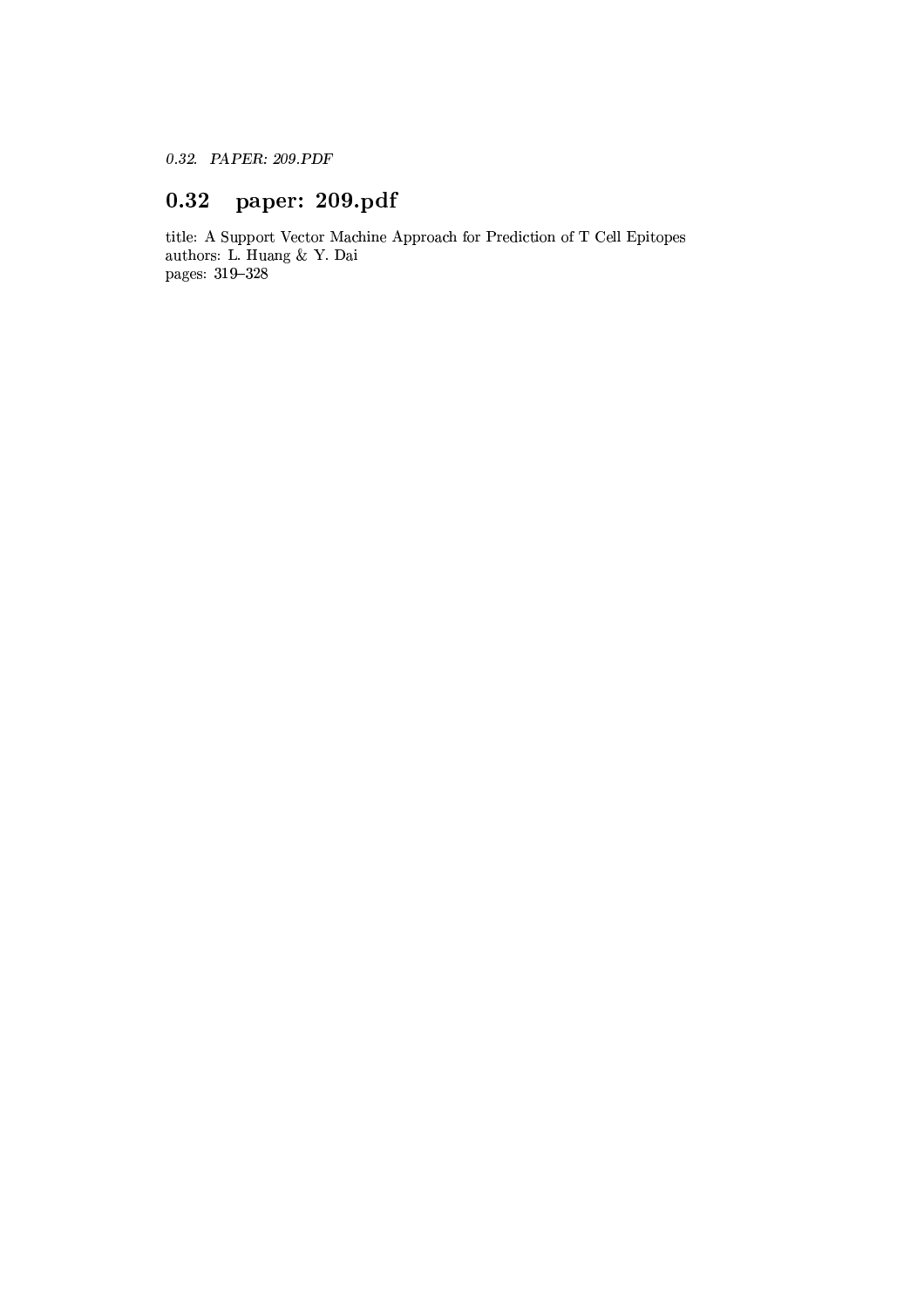## 0.32 paper: 209.pdf

title: A Support Vector Machine Approach for Prediction of T Cell Epitopes
authors: L. Huang & Y. Dai
pages: 319–328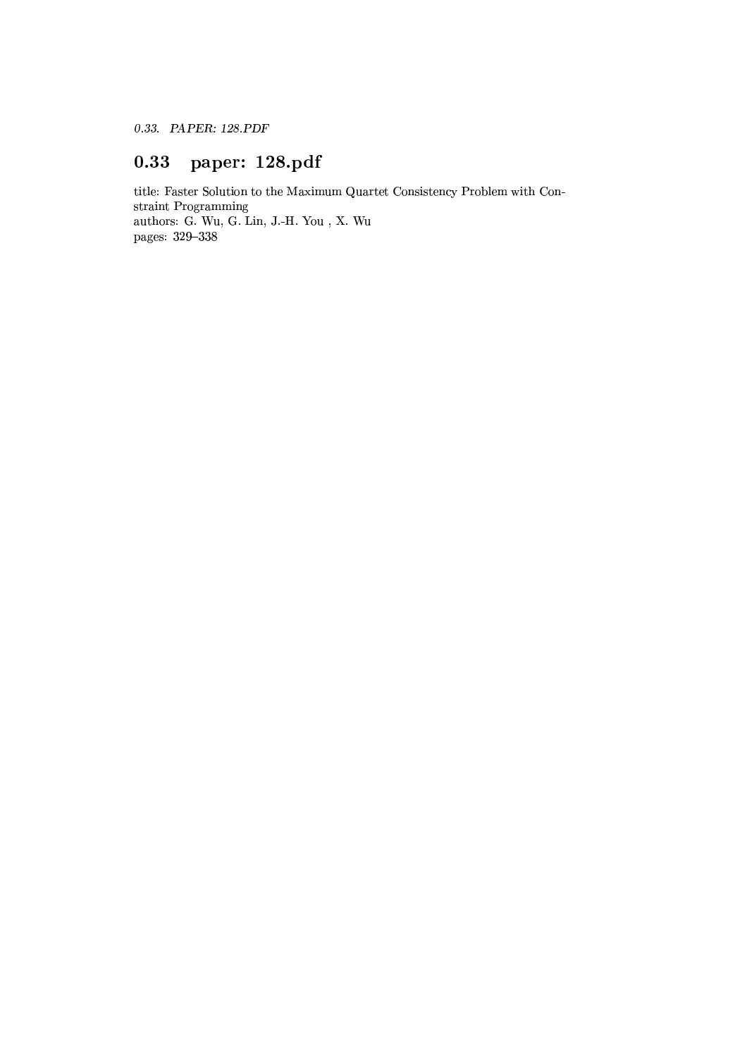## 0.33 paper: 128.pdf

title: Faster Solution to the Maximum Quartet Consistency Problem with Constraint Programming
authors: G. Wu, G. Lin, J.-H. You , X. Wu
pages: 329–338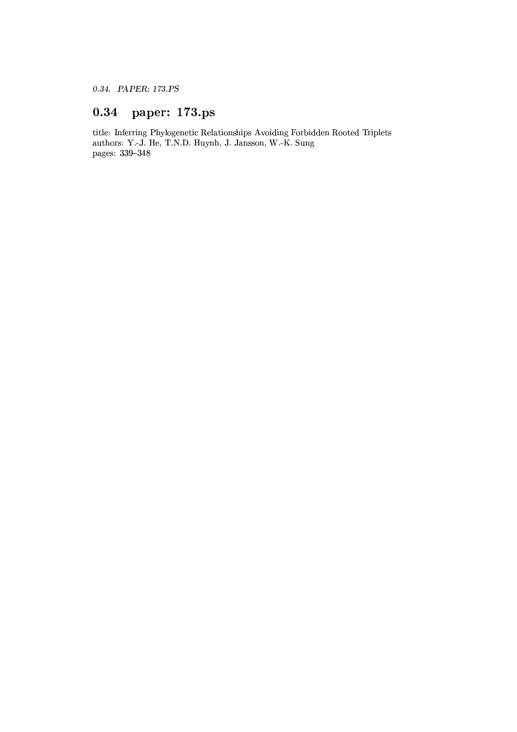## 0.34 paper: 173.ps

title: Inferring Phylogenetic Relationships Avoiding Forbidden Rooted Triplets
authors: Y.-J. He, T.N.D. Huynh, J. Jansson, W.-K. Sung
pages: 339–348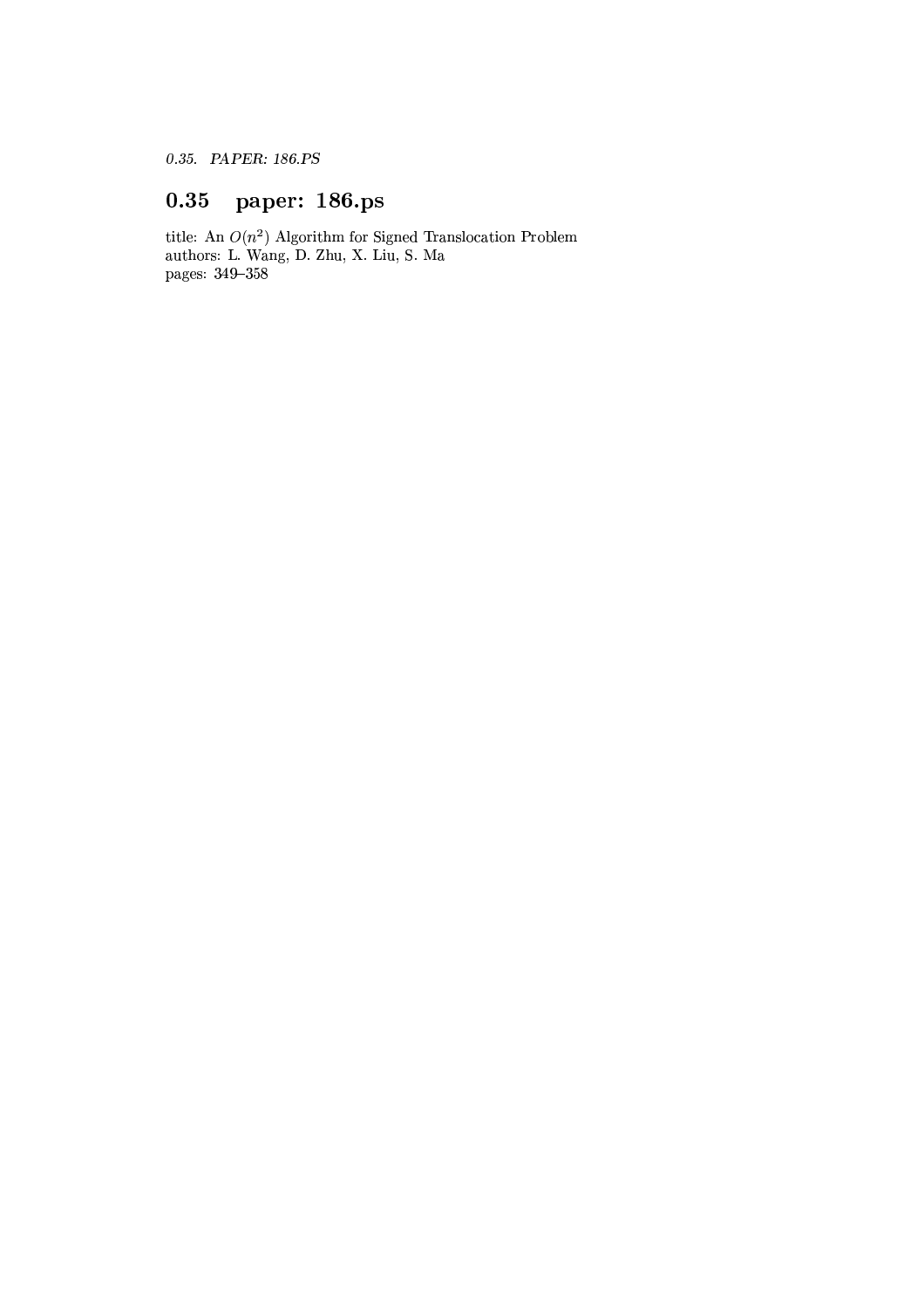## 0.35 paper: 186.ps

title: An $O(n^2)$ Algorithm for Signed Translocation Problem
authors: L. Wang, D. Zhu, X. Liu, S. Ma
pages: 349–358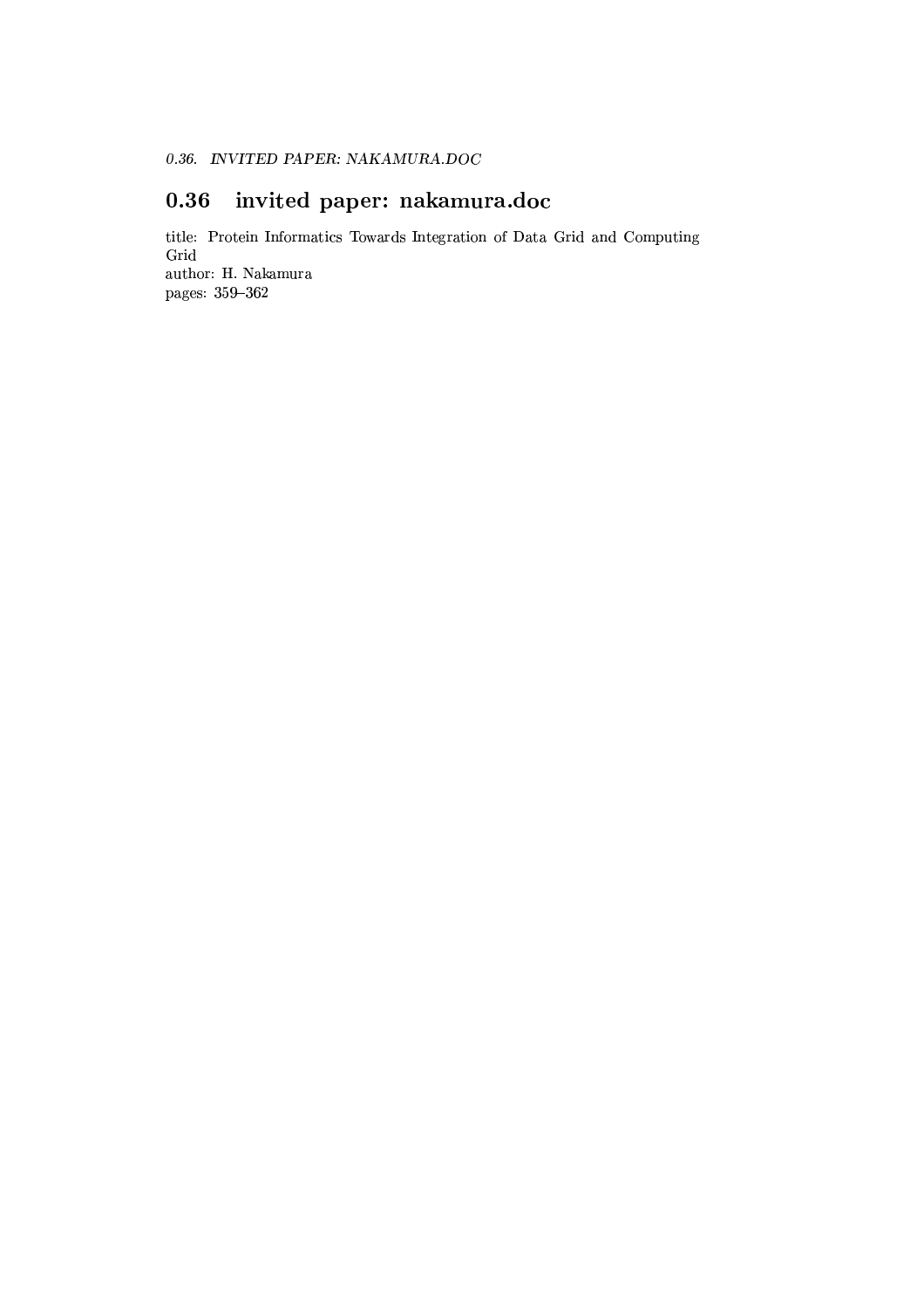## 0.36 invited paper: nakamura.doc

title: Protein Informatics Towards Integration of Data Grid and Computing Grid
author: H. Nakamura
pages: 359–362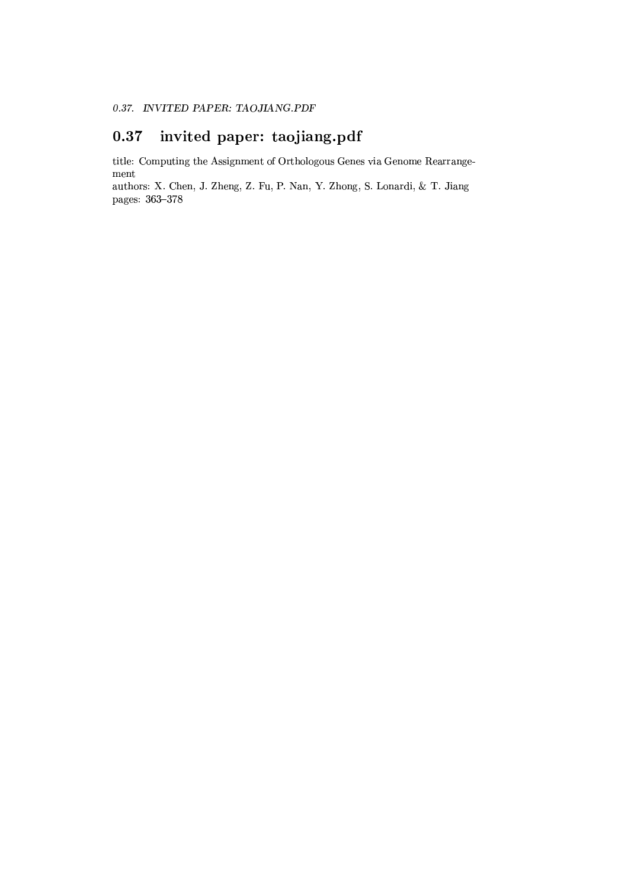## 0.37 invited paper: taojiang.pdf

title: Computing the Assignment of Orthologous Genes via Genome Rearrangement
authors: X. Chen, J. Zheng, Z. Fu, P. Nan, Y. Zhong, S. Lonardi, & T. Jiang
pages: 363–378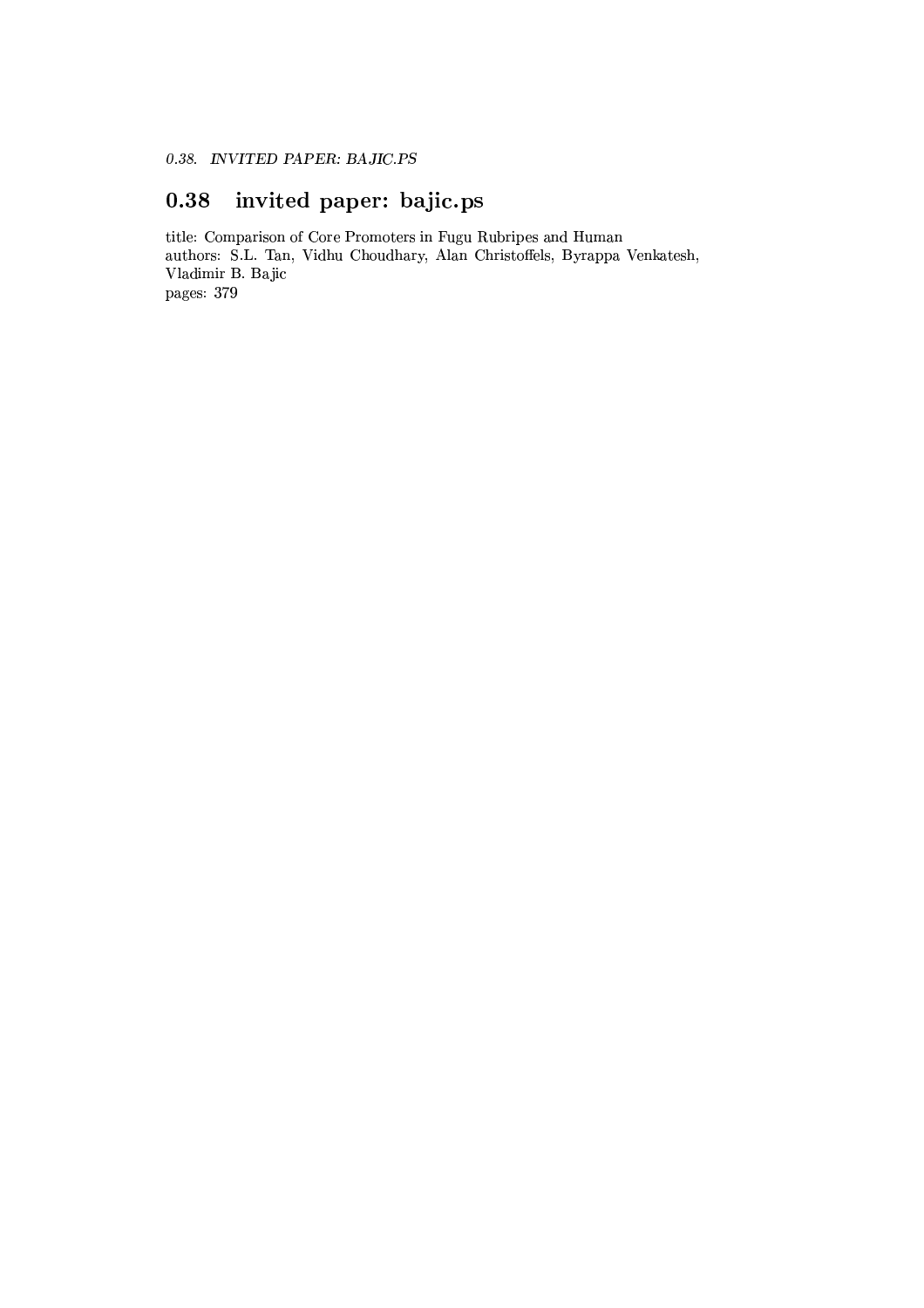## 0.38 invited paper: bajic.ps

title: Comparison of Core Promoters in Fugu Rubripes and Human
authors: S.L. Tan, Vidhu Choudhary, Alan Christoffels, Byrappa Venkatesh, Vladimir B. Bajic
pages: 379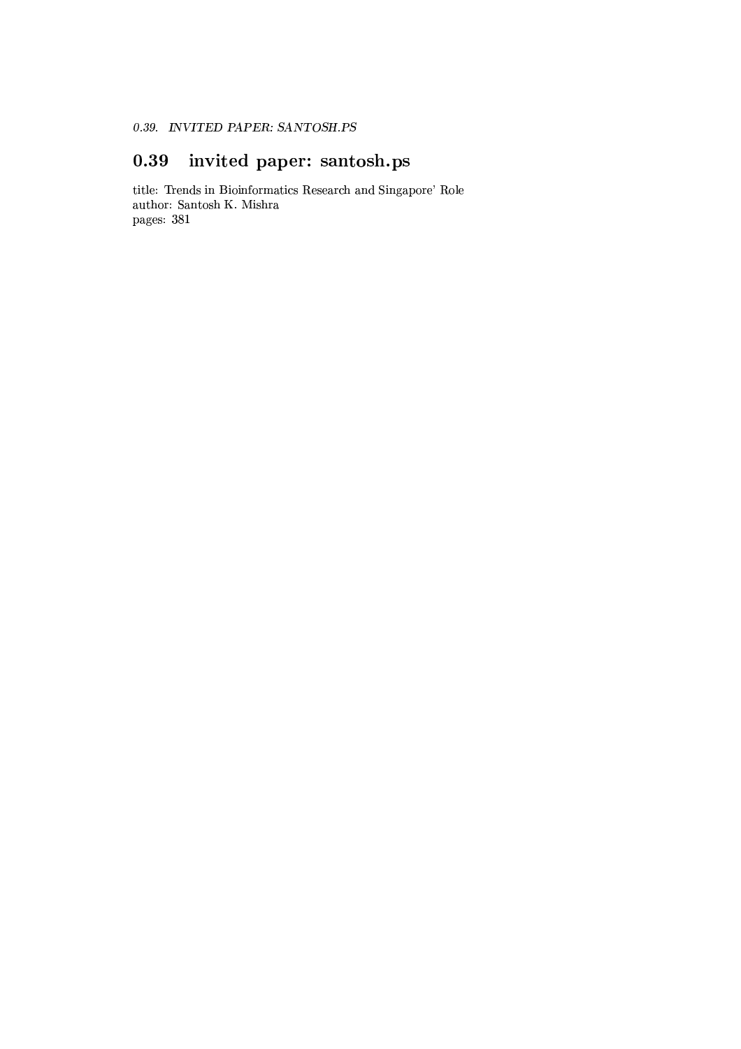## 0.39 invited paper: santosh.ps

title: Trends in Bioinformatics Research and Singapore' Role
author: Santosh K. Mishra
pages: 381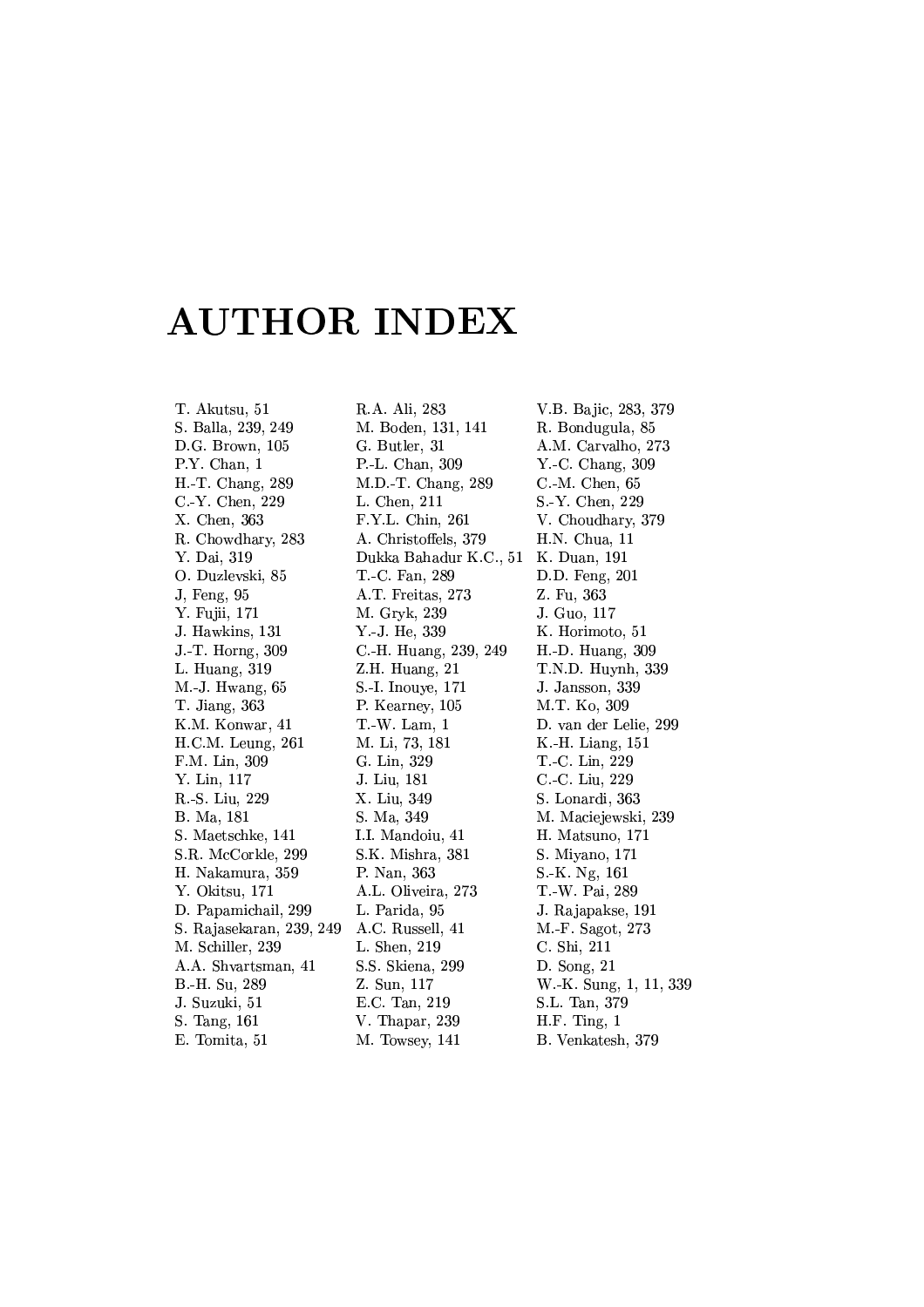# AUTHOR INDEX

T. Akutsu, 51
S. Balla, 239, 249
D.G. Brown, 105
P.Y. Chan, 1
H.-T. Chang, 289
C.-Y. Chen, 229
X. Chen, 363
R. Chowdhary, 283
Y. Dai, 319
O. Duzlevski, 85
J, Feng, 95
Y. Fujii, 171
J. Hawkins, 131
J.-T. Horng, 309
L. Huang, 319
M.-J. Hwang, 65
T. Jiang, 363
K.M. Konwar, 41
H.C.M. Leung, 261
F.M. Lin, 309
Y. Lin, 117
R.-S. Liu, 229
B. Ma, 181
S. Maetschke, 141
S.R. McCorkle, 299
H. Nakamura, 359
Y. Okitsu, 171
D. Papamichail, 299
S. Rajasekaran, 239, 249
M. Schiller, 239
A.A. Shvartsman, 41
B.-H. Su, 289
J. Suzuki, 51
S. Tang, 161
E. Tomita, 51
R.A. Ali, 283
M. Boden, 131, 141
G. Butler, 31
P.-L. Chan, 309
M.D.-T. Chang, 289
L. Chen, 211
F.Y.L. Chin, 261
A. Christoffels, 379
Dukka Bahadur K.C., 51
T.-C. Fan, 289
A.T. Freitas, 273
M. Gryk, 239
Y.-J. He, 339
C.-H. Huang, 239, 249
Z.H. Huang, 21
S.-I. Inouye, 171
P. Kearney, 105
T.-W. Lam, 1
M. Li, 73, 181
G. Lin, 329
J. Liu, 181
X. Liu, 349
S. Ma, 349
I.I. Mandoiu, 41
S.K. Mishra, 381
P. Nan, 363
A.L. Oliveira, 273
L. Parida, 95
A.C. Russell, 41
L. Shen, 219
S.S. Skiena, 299
Z. Sun, 117
E.C. Tan, 219
V. Thapar, 239
M. Towsey, 141
V.B. Bajic, 283, 379
R. Bondugula, 85
A.M. Carvalho, 273
Y.-C. Chang, 309
C.-M. Chen, 65
S.-Y. Chen, 229
V. Choudhary, 379
H.N. Chua, 11
K. Duan, 191
D.D. Feng, 201
Z. Fu, 363
J. Guo, 117
K. Horimoto, 51
H.-D. Huang, 309
T.N.D. Huynh, 339
J. Jansson, 339
M.T. Ko, 309
D. van der Lelie, 299
K.-H. Liang, 151
T.-C. Lin, 229
C.-C. Liu, 229
S. Lonardi, 363
M. Maciejewski, 239
H. Matsuno, 171
S. Miyano, 171
S.-K. Ng, 161
T.-W. Pai, 289
J. Rajapakse, 191
M.-F. Sagot, 273
C. Shi, 211
D. Song, 21
W.-K. Sung, 1, 11, 339
S.L. Tan, 379
H.F. Ting, 1
B. Venkatesh, 379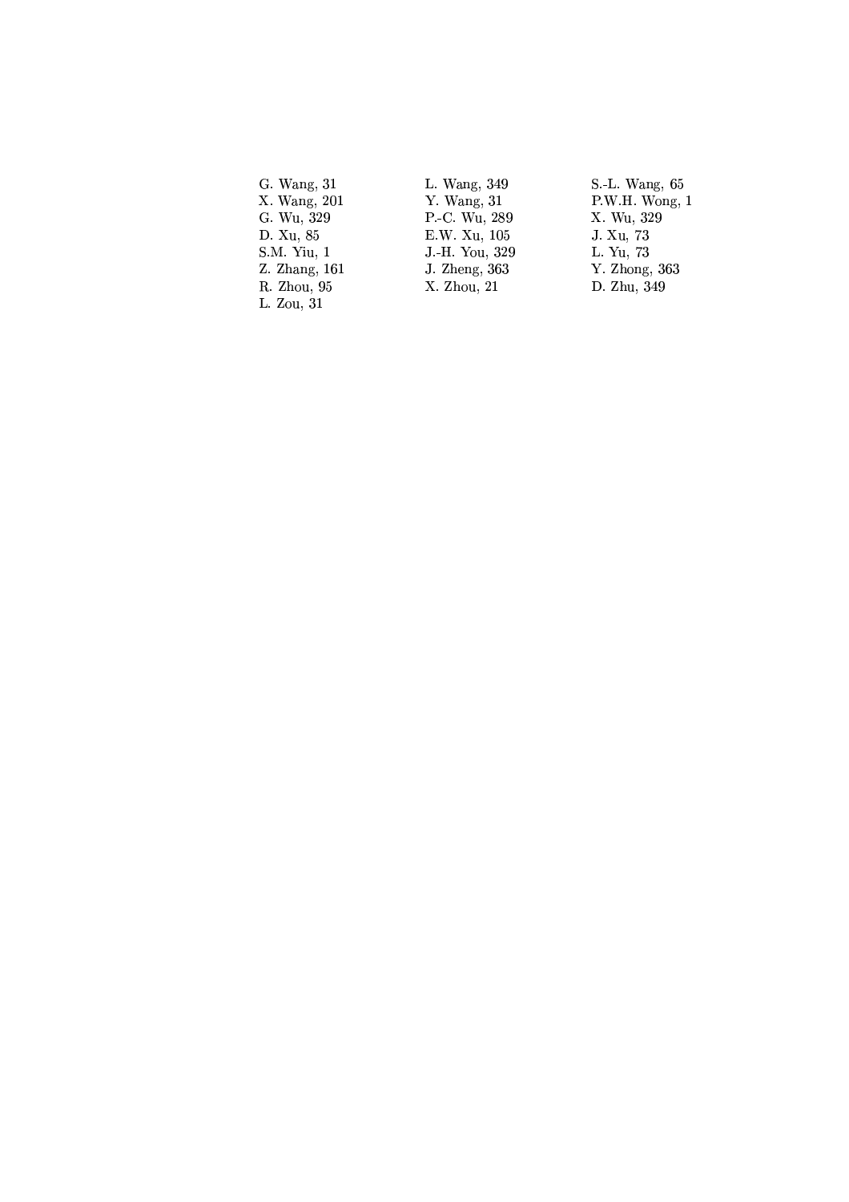G. Wang, 31
X. Wang, 201
G. Wu, 329
D. Xu, 85
S.M. Yiu, 1
Z. Zhang, 161
R. Zhou, 95
L. Zou, 31
L. Wang, 349
Y. Wang, 31
P.-C. Wu, 289
E.W. Xu, 105
J.-H. You, 329
J. Zheng, 363
X. Zhou, 21
S.-L. Wang, 65
P.W.H. Wong, 1
X. Wu, 329
J. Xu, 73
L. Yu, 73
Y. Zhong, 363
D. Zhu, 349